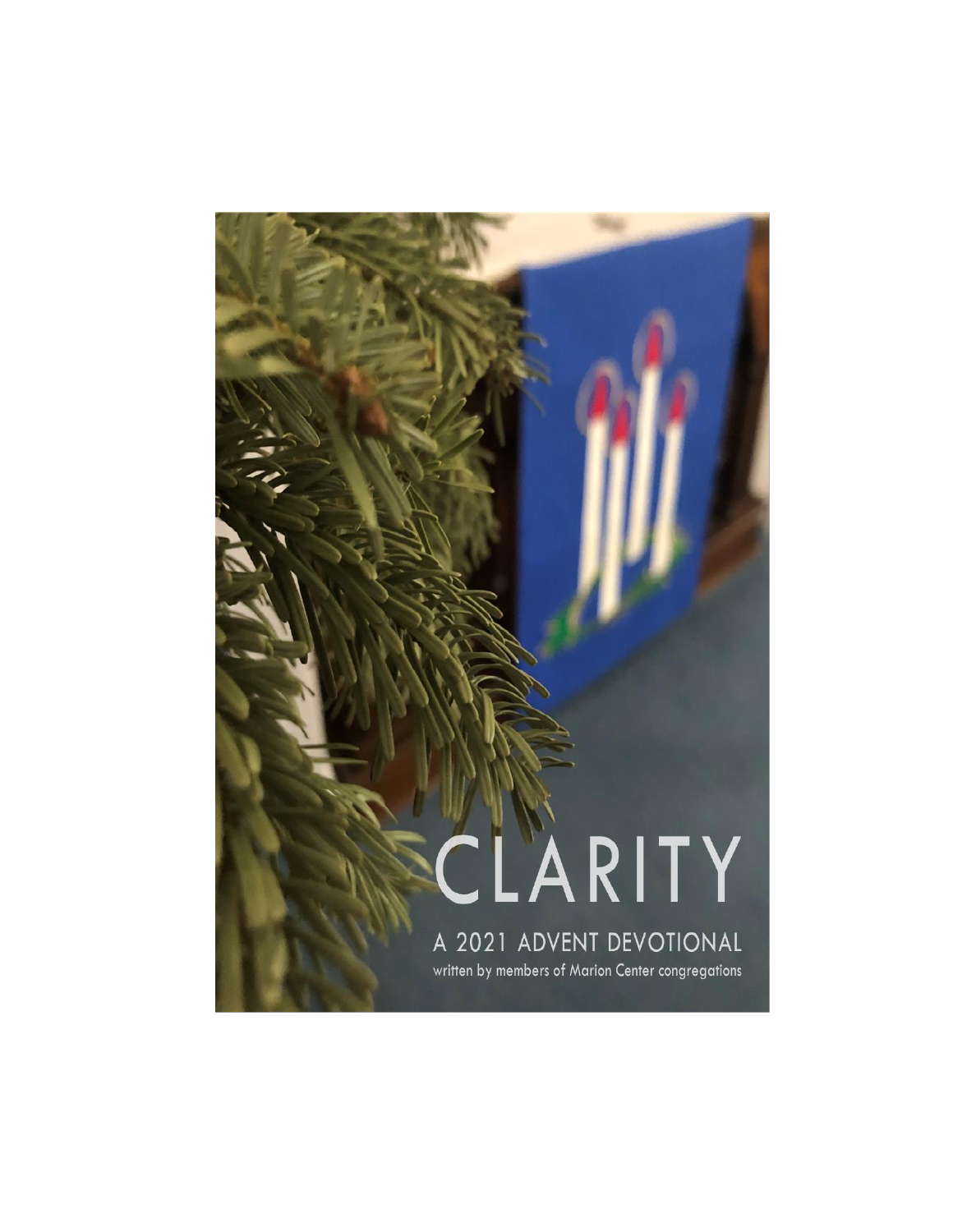# CLARITY

## A 2021 ADVENT DEVOTIONAL

written by members of Marion Center congregations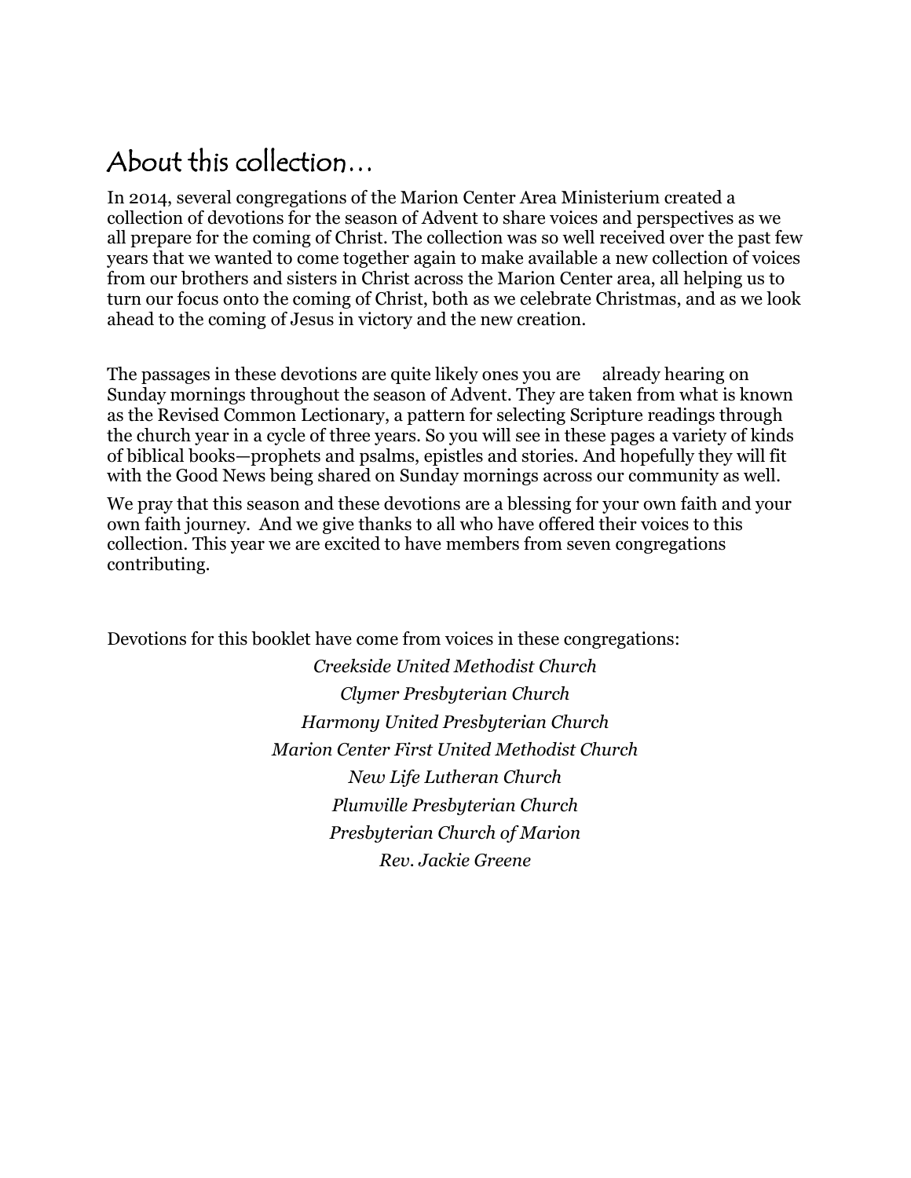# About this collection…

In 2014, several congregations of the Marion Center Area Ministerium created a collection of devotions for the season of Advent to share voices and perspectives as we all prepare for the coming of Christ. The collection was so well received over the past few years that we wanted to come together again to make available a new collection of voices from our brothers and sisters in Christ across the Marion Center area, all helping us to turn our focus onto the coming of Christ, both as we celebrate Christmas, and as we look ahead to the coming of Jesus in victory and the new creation.

The passages in these devotions are quite likely ones you are already hearing on Sunday mornings throughout the season of Advent. They are taken from what is known as the Revised Common Lectionary, a pattern for selecting Scripture readings through the church year in a cycle of three years. So you will see in these pages a variety of kinds of biblical books—prophets and psalms, epistles and stories. And hopefully they will fit with the Good News being shared on Sunday mornings across our community as well.

We pray that this season and these devotions are a blessing for your own faith and your own faith journey. And we give thanks to all who have offered their voices to this collection. This year we are excited to have members from seven congregations contributing.

Devotions for this booklet have come from voices in these congregations:

*Creekside United Methodist Church*

*Clymer Presbyterian Church*

*Harmony United Presbyterian Church*

*Marion Center First United Methodist Church*

*New Life Lutheran Church*

*Plumville Presbyterian Church*

*Presbyterian Church of Marion*

*Rev. Jackie Greene*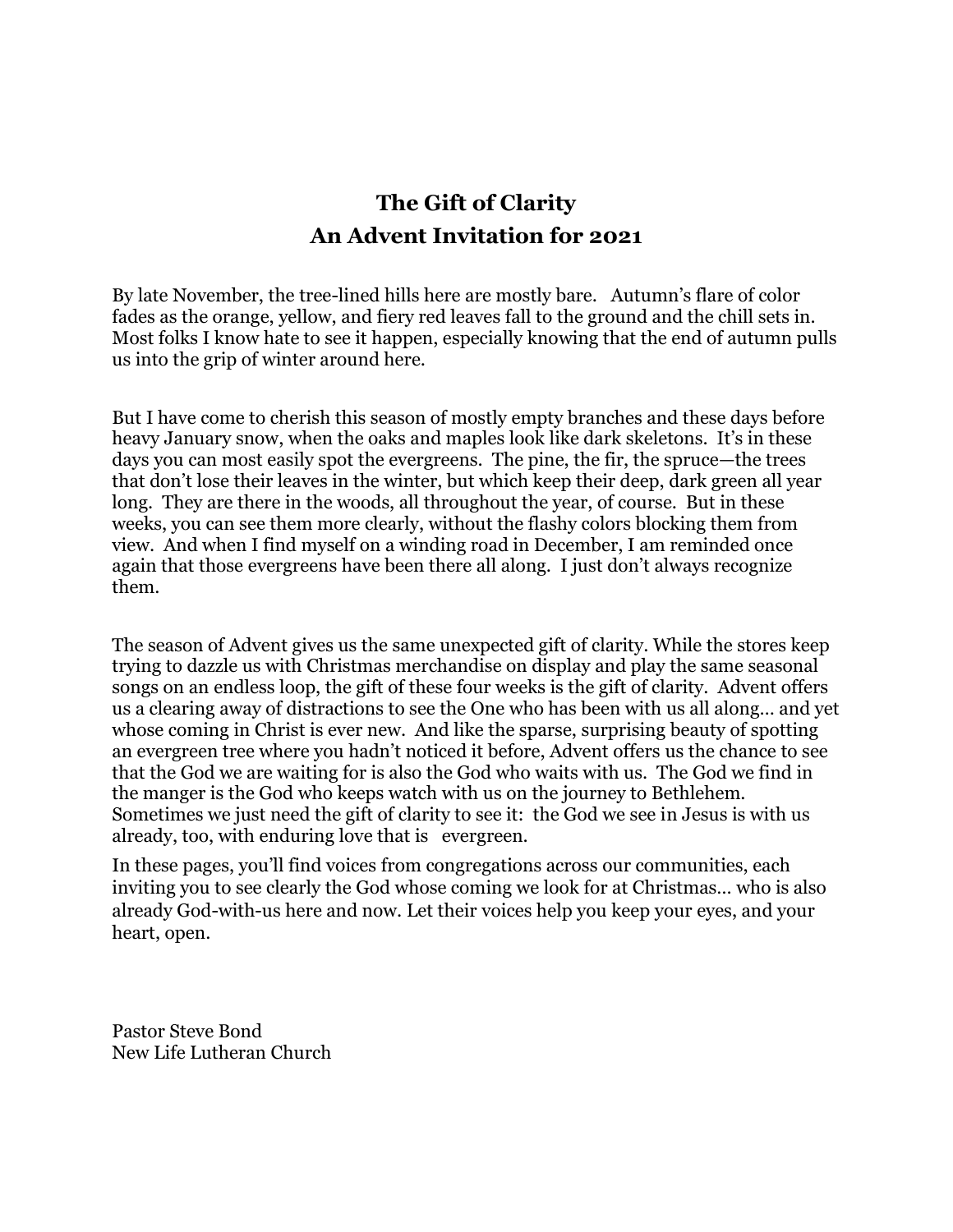# The Gift of Clarity
## An Advent Invitation for 2021

By late November, the tree-lined hills here are mostly bare. Autumn's flare of color fades as the orange, yellow, and fiery red leaves fall to the ground and the chill sets in. Most folks I know hate to see it happen, especially knowing that the end of autumn pulls us into the grip of winter around here.

But I have come to cherish this season of mostly empty branches and these days before heavy January snow, when the oaks and maples look like dark skeletons. It's in these days you can most easily spot the evergreens. The pine, the fir, the spruce—the trees that don't lose their leaves in the winter, but which keep their deep, dark green all year long. They are there in the woods, all throughout the year, of course. But in these weeks, you can see them more clearly, without the flashy colors blocking them from view. And when I find myself on a winding road in December, I am reminded once again that those evergreens have been there all along. I just don't always recognize them.

The season of Advent gives us the same unexpected gift of clarity. While the stores keep trying to dazzle us with Christmas merchandise on display and play the same seasonal songs on an endless loop, the gift of these four weeks is the gift of clarity. Advent offers us a clearing away of distractions to see the One who has been with us all along… and yet whose coming in Christ is ever new. And like the sparse, surprising beauty of spotting an evergreen tree where you hadn't noticed it before, Advent offers us the chance to see that the God we are waiting for is also the God who waits with us. The God we find in the manger is the God who keeps watch with us on the journey to Bethlehem. Sometimes we just need the gift of clarity to see it: the God we see in Jesus is with us already, too, with enduring love that is evergreen.

In these pages, you'll find voices from congregations across our communities, each inviting you to see clearly the God whose coming we look for at Christmas… who is also already God-with-us here and now. Let their voices help you keep your eyes, and your heart, open.

Pastor Steve Bond
New Life Lutheran Church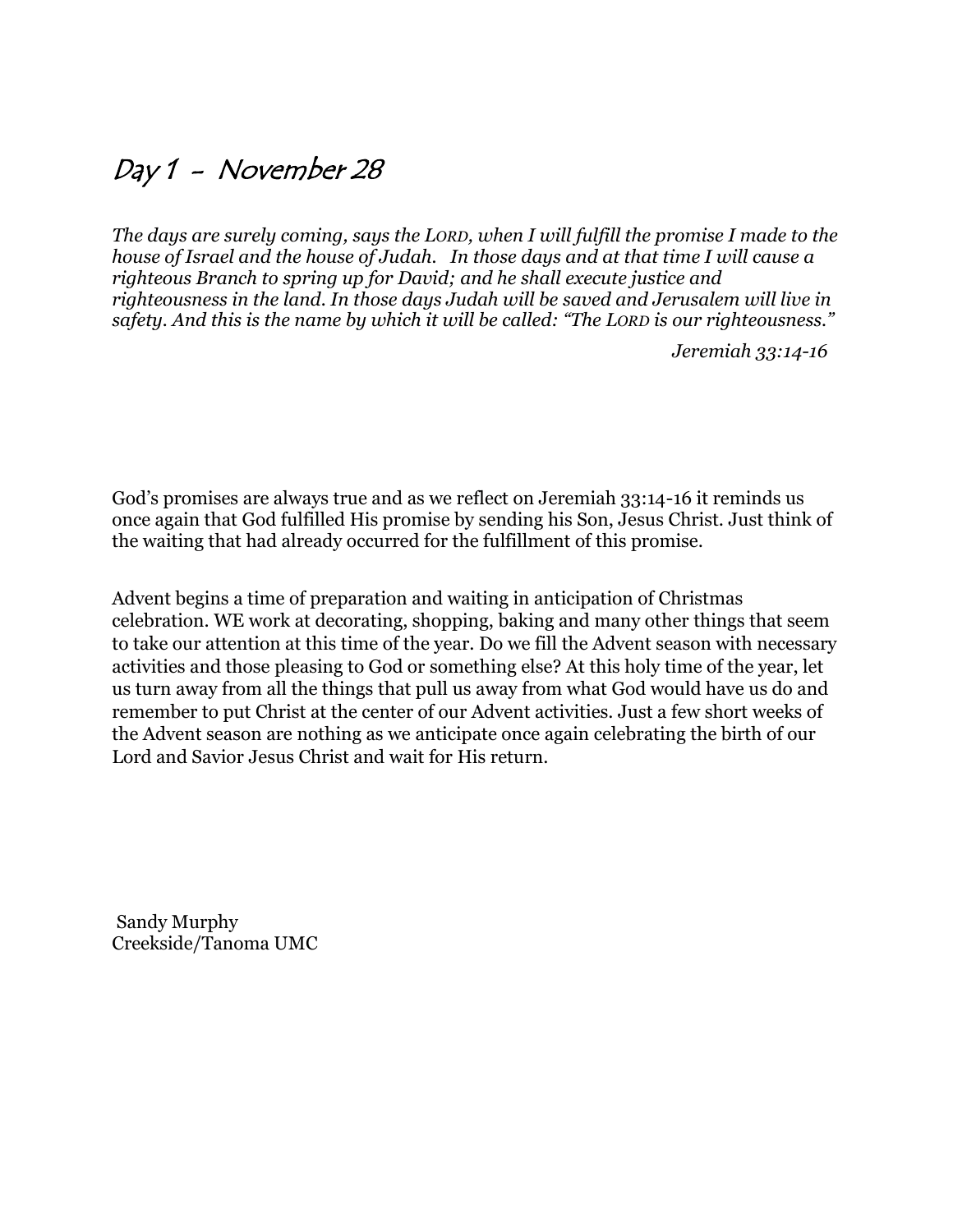# Day 1 - November 28

*The days are surely coming, says the LORD, when I will fulfill the promise I made to the house of Israel and the house of Judah. In those days and at that time I will cause a righteous Branch to spring up for David; and he shall execute justice and righteousness in the land. In those days Judah will be saved and Jerusalem will live in safety. And this is the name by which it will be called: "The LORD is our righteousness."*

*Jeremiah 33:14-16*

God's promises are always true and as we reflect on Jeremiah 33:14-16 it reminds us once again that God fulfilled His promise by sending his Son, Jesus Christ. Just think of the waiting that had already occurred for the fulfillment of this promise.

Advent begins a time of preparation and waiting in anticipation of Christmas celebration. WE work at decorating, shopping, baking and many other things that seem to take our attention at this time of the year. Do we fill the Advent season with necessary activities and those pleasing to God or something else? At this holy time of the year, let us turn away from all the things that pull us away from what God would have us do and remember to put Christ at the center of our Advent activities. Just a few short weeks of the Advent season are nothing as we anticipate once again celebrating the birth of our Lord and Savior Jesus Christ and wait for His return.

Sandy Murphy
Creekside/Tanoma UMC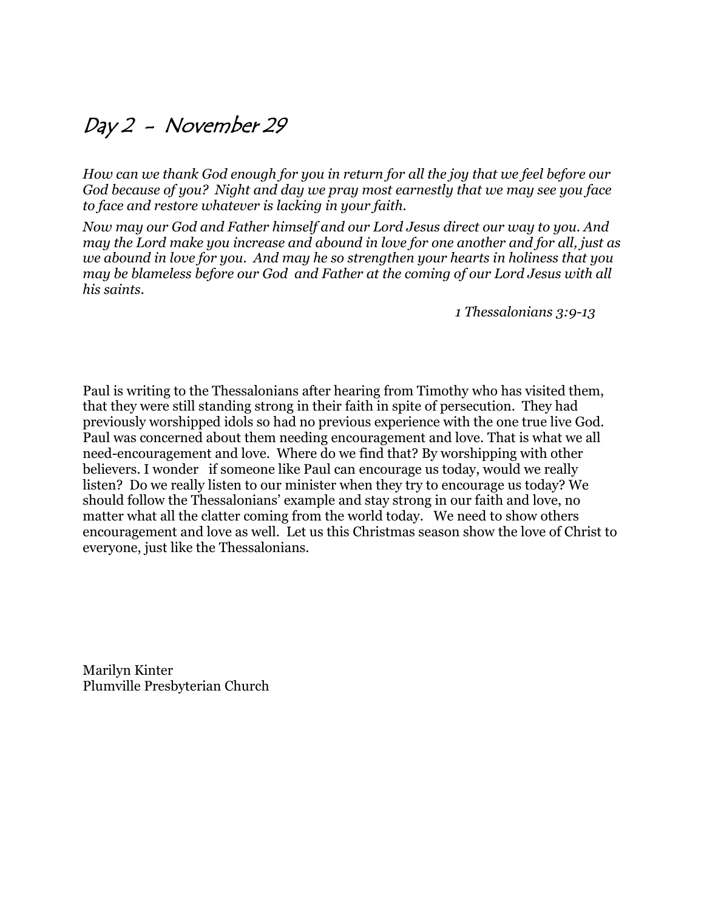# Day 2 - November 29

*How can we thank God enough for you in return for all the joy that we feel before our God because of you? Night and day we pray most earnestly that we may see you face to face and restore whatever is lacking in your faith.*

*Now may our God and Father himself and our Lord Jesus direct our way to you. And may the Lord make you increase and abound in love for one another and for all, just as we abound in love for you. And may he so strengthen your hearts in holiness that you may be blameless before our God and Father at the coming of our Lord Jesus with all his saints.*

*1 Thessalonians 3:9-13*

Paul is writing to the Thessalonians after hearing from Timothy who has visited them, that they were still standing strong in their faith in spite of persecution. They had previously worshipped idols so had no previous experience with the one true live God. Paul was concerned about them needing encouragement and love. That is what we all need-encouragement and love. Where do we find that? By worshipping with other believers. I wonder if someone like Paul can encourage us today, would we really listen? Do we really listen to our minister when they try to encourage us today? We should follow the Thessalonians' example and stay strong in our faith and love, no matter what all the clatter coming from the world today. We need to show others encouragement and love as well. Let us this Christmas season show the love of Christ to everyone, just like the Thessalonians.

Marilyn Kinter
Plumville Presbyterian Church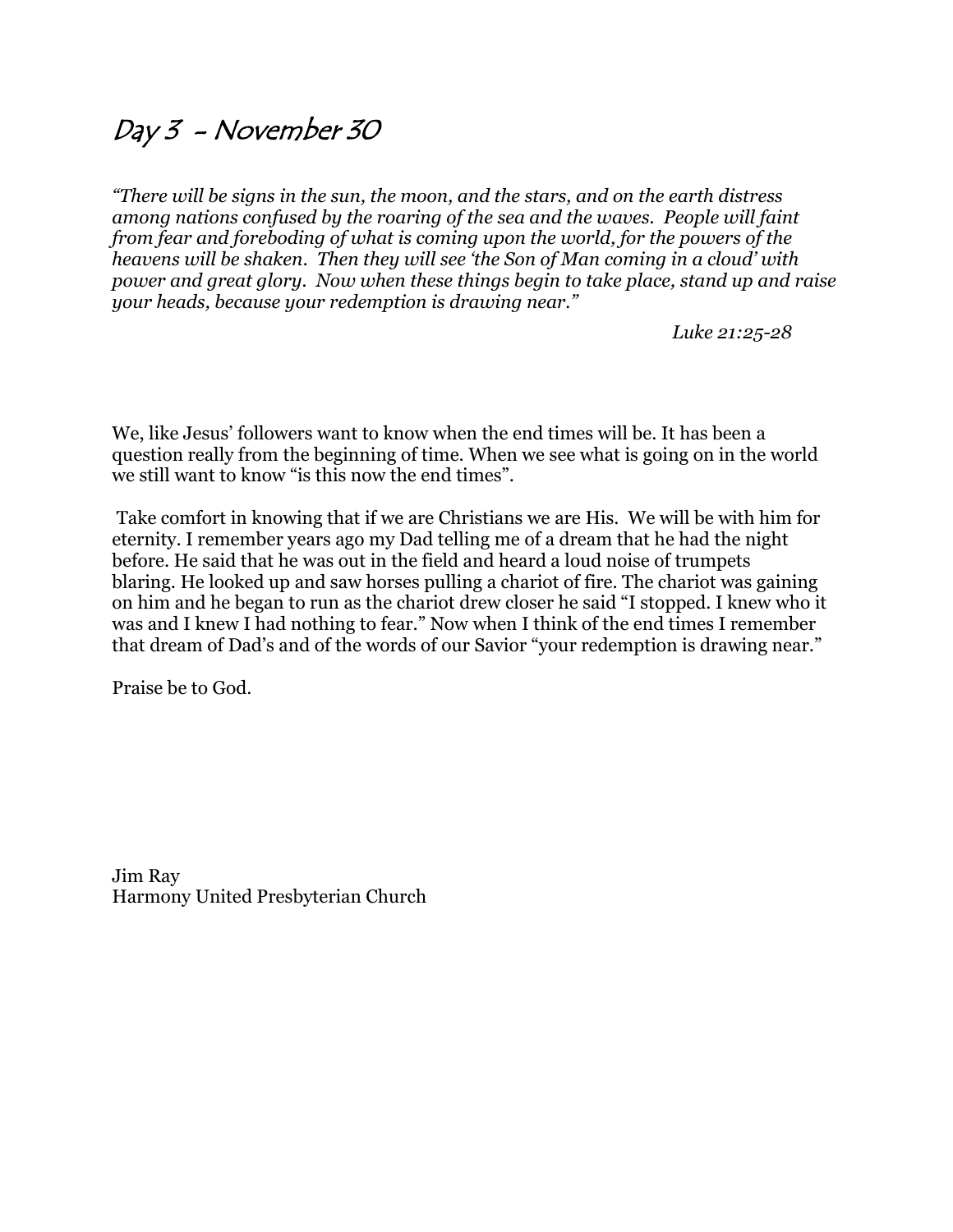# Day 3 - November 30

*"There will be signs in the sun, the moon, and the stars, and on the earth distress among nations confused by the roaring of the sea and the waves. People will faint from fear and foreboding of what is coming upon the world, for the powers of the heavens will be shaken. Then they will see 'the Son of Man coming in a cloud' with power and great glory. Now when these things begin to take place, stand up and raise your heads, because your redemption is drawing near."*

*Luke 21:25-28*

We, like Jesus' followers want to know when the end times will be. It has been a question really from the beginning of time. When we see what is going on in the world we still want to know "is this now the end times".

Take comfort in knowing that if we are Christians we are His. We will be with him for eternity. I remember years ago my Dad telling me of a dream that he had the night before. He said that he was out in the field and heard a loud noise of trumpets blaring. He looked up and saw horses pulling a chariot of fire. The chariot was gaining on him and he began to run as the chariot drew closer he said "I stopped. I knew who it was and I knew I had nothing to fear." Now when I think of the end times I remember that dream of Dad's and of the words of our Savior "your redemption is drawing near."

Praise be to God.

Jim Ray
Harmony United Presbyterian Church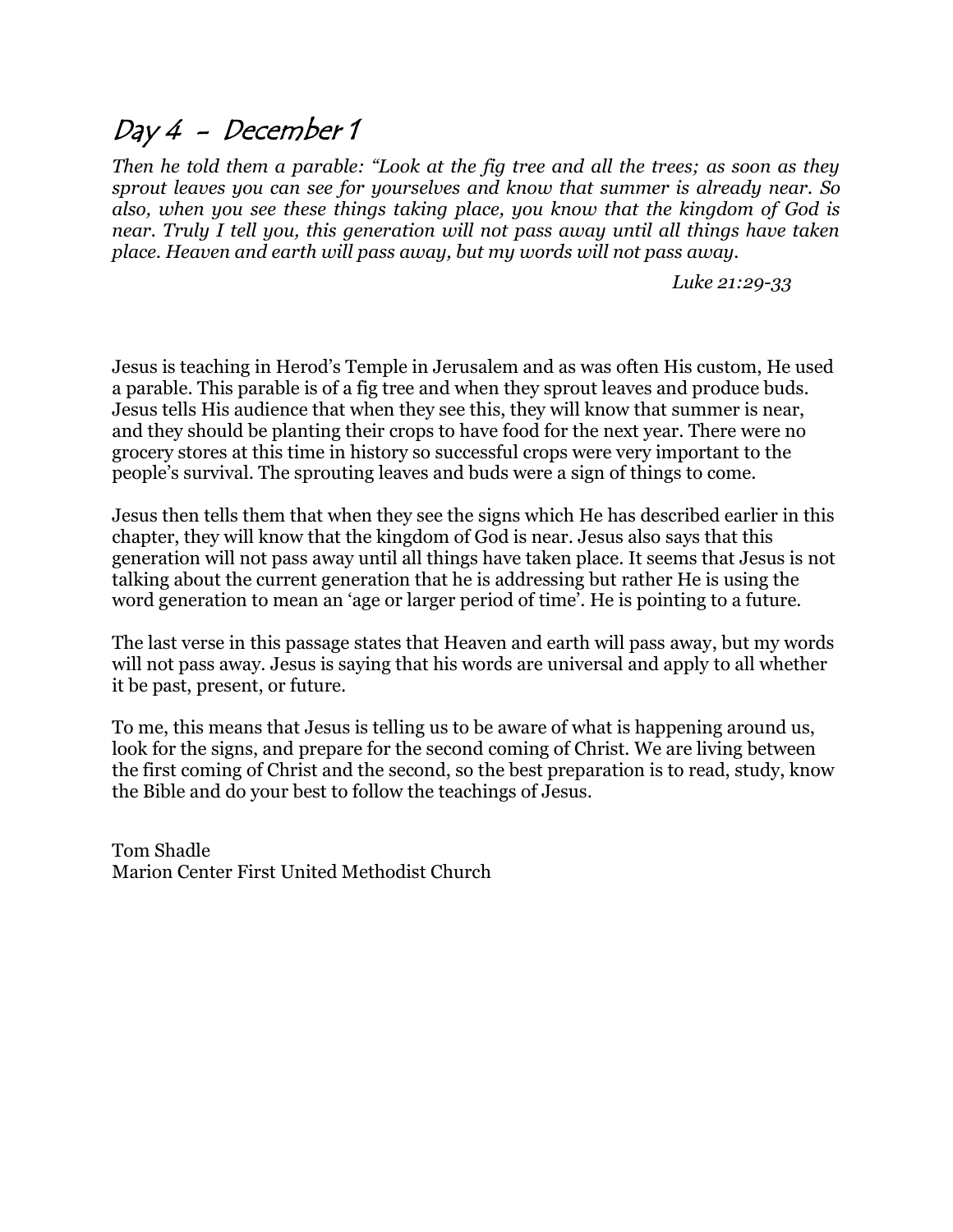# Day 4 - December 1

*Then he told them a parable: "Look at the fig tree and all the trees; as soon as they sprout leaves you can see for yourselves and know that summer is already near. So also, when you see these things taking place, you know that the kingdom of God is near. Truly I tell you, this generation will not pass away until all things have taken place. Heaven and earth will pass away, but my words will not pass away.*

*Luke 21:29-33*

Jesus is teaching in Herod's Temple in Jerusalem and as was often His custom, He used a parable. This parable is of a fig tree and when they sprout leaves and produce buds. Jesus tells His audience that when they see this, they will know that summer is near, and they should be planting their crops to have food for the next year. There were no grocery stores at this time in history so successful crops were very important to the people's survival. The sprouting leaves and buds were a sign of things to come.

Jesus then tells them that when they see the signs which He has described earlier in this chapter, they will know that the kingdom of God is near. Jesus also says that this generation will not pass away until all things have taken place. It seems that Jesus is not talking about the current generation that he is addressing but rather He is using the word generation to mean an 'age or larger period of time'. He is pointing to a future.

The last verse in this passage states that Heaven and earth will pass away, but my words will not pass away. Jesus is saying that his words are universal and apply to all whether it be past, present, or future.

To me, this means that Jesus is telling us to be aware of what is happening around us, look for the signs, and prepare for the second coming of Christ. We are living between the first coming of Christ and the second, so the best preparation is to read, study, know the Bible and do your best to follow the teachings of Jesus.

Tom Shadle
Marion Center First United Methodist Church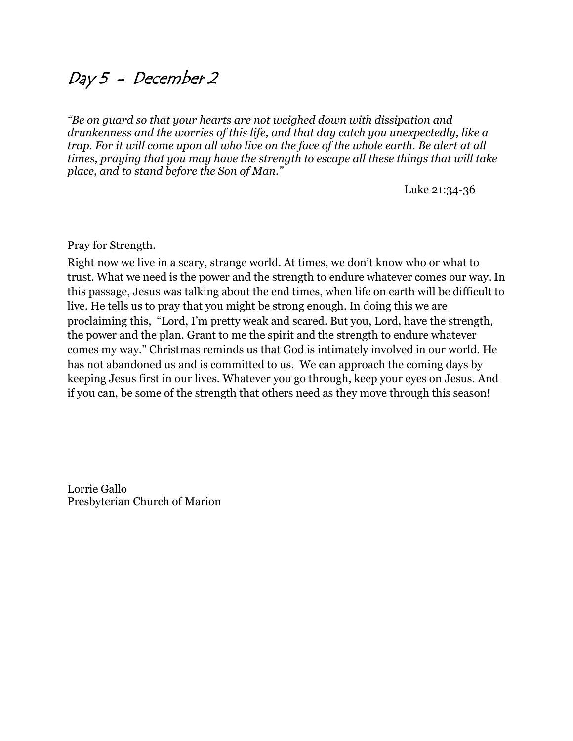# Day 5 - December 2

*"Be on guard so that your hearts are not weighed down with dissipation and drunkenness and the worries of this life, and that day catch you unexpectedly, like a trap. For it will come upon all who live on the face of the whole earth. Be alert at all times, praying that you may have the strength to escape all these things that will take place, and to stand before the Son of Man."*

Luke 21:34-36

Pray for Strength.

Right now we live in a scary, strange world. At times, we don't know who or what to trust. What we need is the power and the strength to endure whatever comes our way. In this passage, Jesus was talking about the end times, when life on earth will be difficult to live. He tells us to pray that you might be strong enough. In doing this we are proclaiming this, "Lord, I'm pretty weak and scared. But you, Lord, have the strength, the power and the plan. Grant to me the spirit and the strength to endure whatever comes my way." Christmas reminds us that God is intimately involved in our world. He has not abandoned us and is committed to us. We can approach the coming days by keeping Jesus first in our lives. Whatever you go through, keep your eyes on Jesus. And if you can, be some of the strength that others need as they move through this season!

Lorrie Gallo
Presbyterian Church of Marion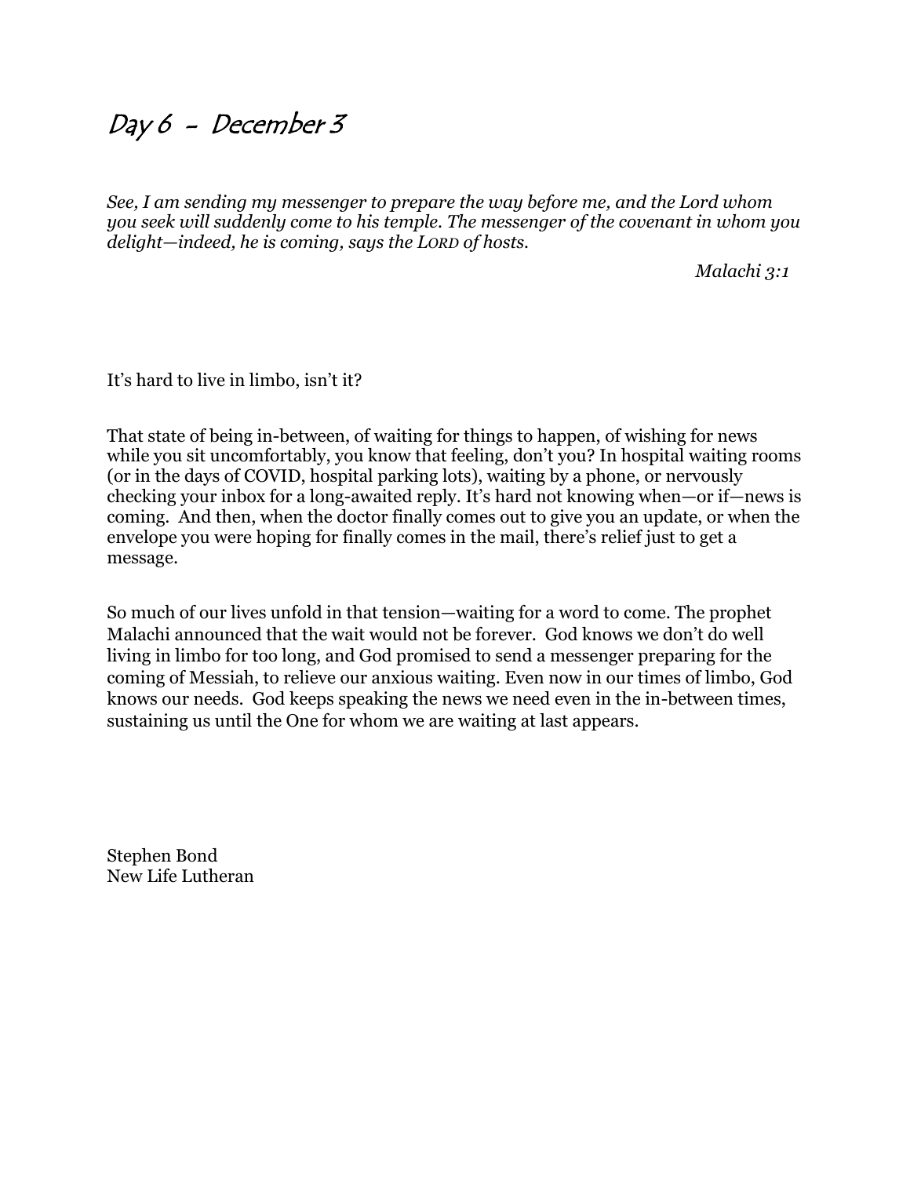# Day 6 - December 3

*See, I am sending my messenger to prepare the way before me, and the Lord whom you seek will suddenly come to his temple. The messenger of the covenant in whom you delight—indeed, he is coming, says the LORD of hosts.*

*Malachi 3:1*

It's hard to live in limbo, isn't it?

That state of being in-between, of waiting for things to happen, of wishing for news while you sit uncomfortably, you know that feeling, don't you? In hospital waiting rooms (or in the days of COVID, hospital parking lots), waiting by a phone, or nervously checking your inbox for a long-awaited reply. It's hard not knowing when—or if—news is coming. And then, when the doctor finally comes out to give you an update, or when the envelope you were hoping for finally comes in the mail, there's relief just to get a message.

So much of our lives unfold in that tension—waiting for a word to come. The prophet Malachi announced that the wait would not be forever. God knows we don't do well living in limbo for too long, and God promised to send a messenger preparing for the coming of Messiah, to relieve our anxious waiting. Even now in our times of limbo, God knows our needs. God keeps speaking the news we need even in the in-between times, sustaining us until the One for whom we are waiting at last appears.

Stephen Bond
New Life Lutheran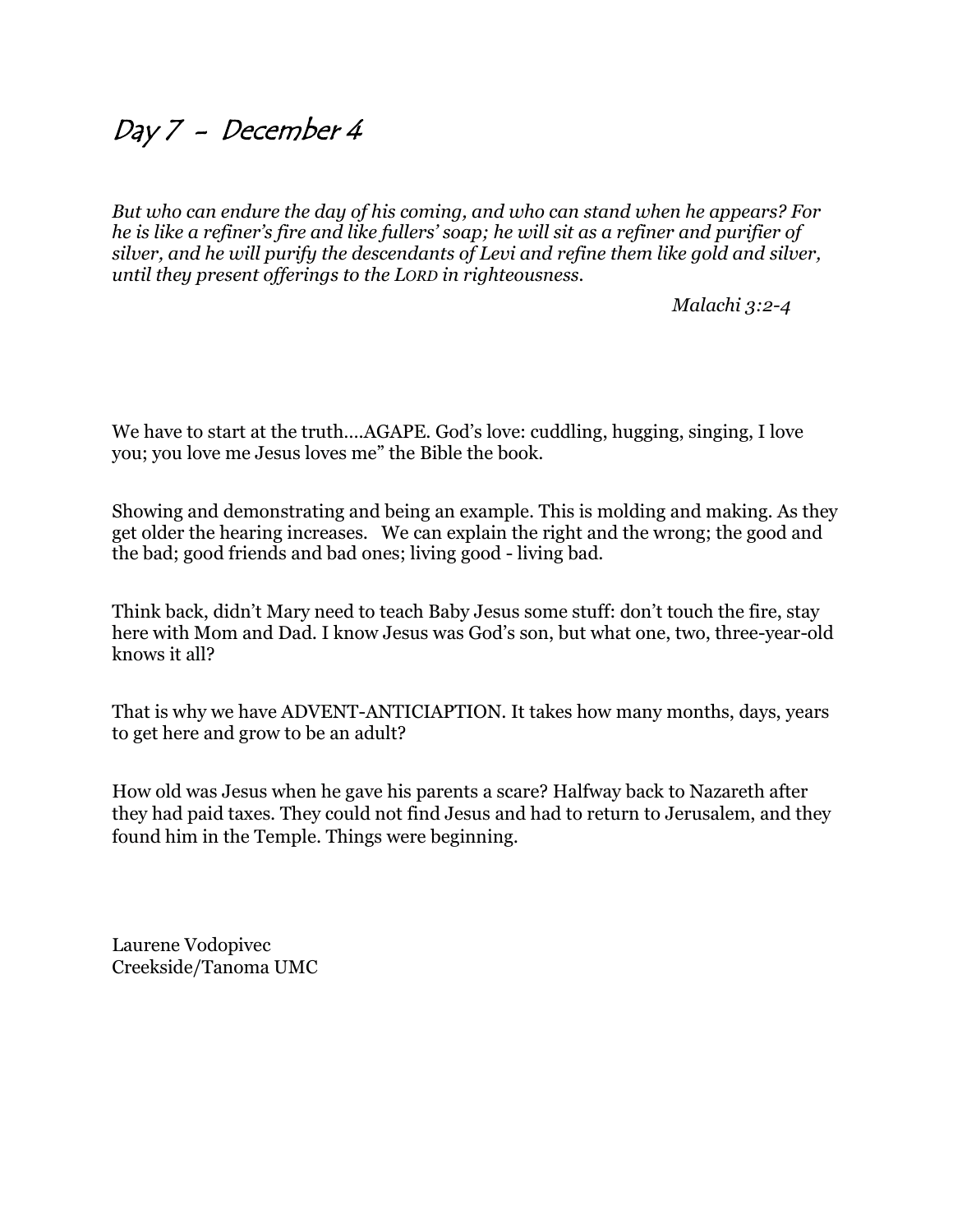# Day 7 - December 4

*But who can endure the day of his coming, and who can stand when he appears? For he is like a refiner's fire and like fullers' soap; he will sit as a refiner and purifier of silver, and he will purify the descendants of Levi and refine them like gold and silver, until they present offerings to the LORD in righteousness.*

*Malachi 3:2-4*

We have to start at the truth….AGAPE. God's love: cuddling, hugging, singing, I love you; you love me Jesus loves me" the Bible the book.

Showing and demonstrating and being an example. This is molding and making. As they get older the hearing increases. We can explain the right and the wrong; the good and the bad; good friends and bad ones; living good - living bad.

Think back, didn't Mary need to teach Baby Jesus some stuff: don't touch the fire, stay here with Mom and Dad. I know Jesus was God's son, but what one, two, three-year-old knows it all?

That is why we have ADVENT-ANTICIAPTION. It takes how many months, days, years to get here and grow to be an adult?

How old was Jesus when he gave his parents a scare? Halfway back to Nazareth after they had paid taxes. They could not find Jesus and had to return to Jerusalem, and they found him in the Temple. Things were beginning.

Laurene Vodopivec
Creekside/Tanoma UMC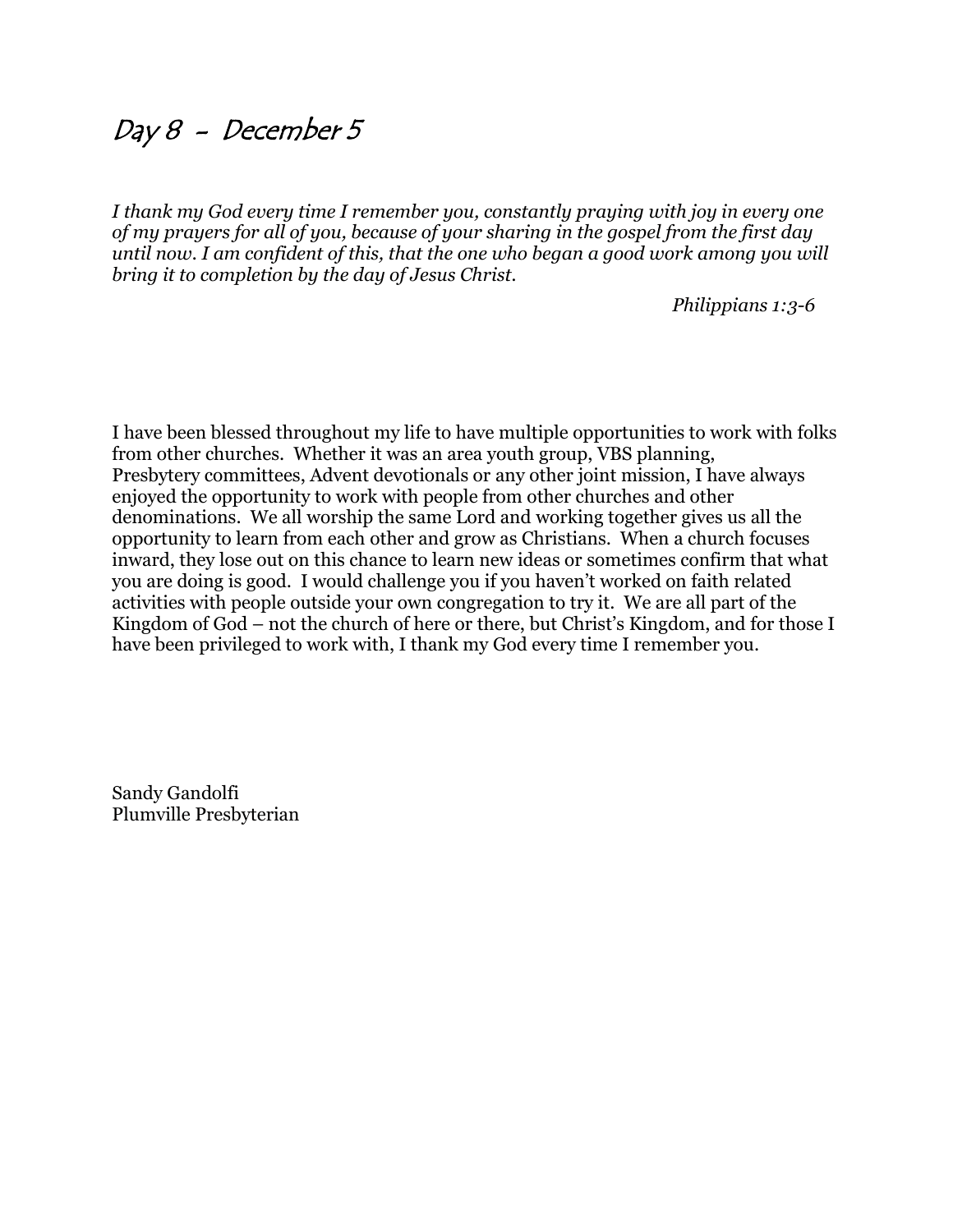# Day 8 - December 5

*I thank my God every time I remember you, constantly praying with joy in every one of my prayers for all of you, because of your sharing in the gospel from the first day until now. I am confident of this, that the one who began a good work among you will bring it to completion by the day of Jesus Christ.*

*Philippians 1:3-6*

I have been blessed throughout my life to have multiple opportunities to work with folks from other churches. Whether it was an area youth group, VBS planning, Presbytery committees, Advent devotionals or any other joint mission, I have always enjoyed the opportunity to work with people from other churches and other denominations. We all worship the same Lord and working together gives us all the opportunity to learn from each other and grow as Christians. When a church focuses inward, they lose out on this chance to learn new ideas or sometimes confirm that what you are doing is good. I would challenge you if you haven't worked on faith related activities with people outside your own congregation to try it. We are all part of the Kingdom of God – not the church of here or there, but Christ's Kingdom, and for those I have been privileged to work with, I thank my God every time I remember you.

Sandy Gandolfi
Plumville Presbyterian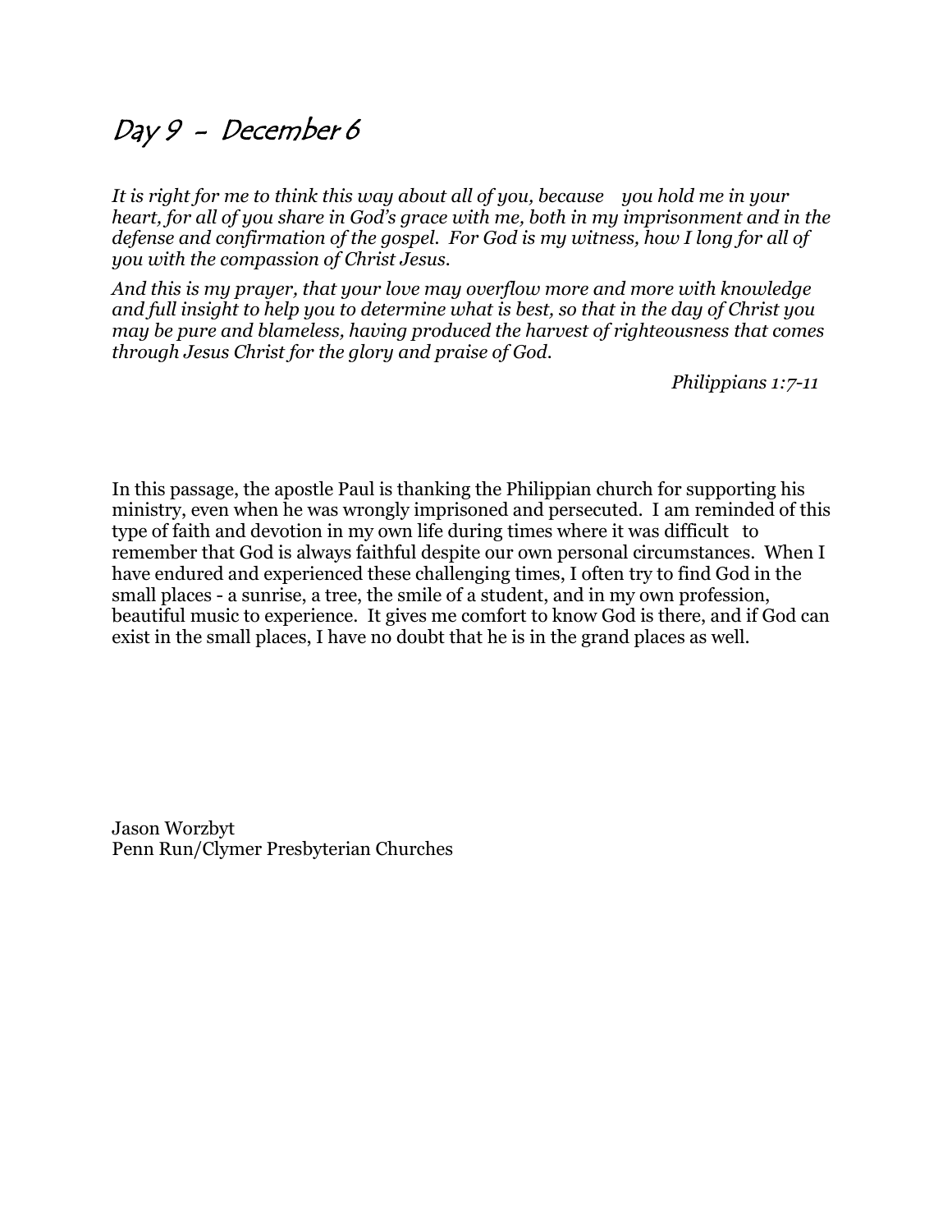# Day 9 - December 6

*It is right for me to think this way about all of you, because you hold me in your heart, for all of you share in God's grace with me, both in my imprisonment and in the defense and confirmation of the gospel. For God is my witness, how I long for all of you with the compassion of Christ Jesus.*

*And this is my prayer, that your love may overflow more and more with knowledge and full insight to help you to determine what is best, so that in the day of Christ you may be pure and blameless, having produced the harvest of righteousness that comes through Jesus Christ for the glory and praise of God.*

*Philippians 1:7-11*

In this passage, the apostle Paul is thanking the Philippian church for supporting his ministry, even when he was wrongly imprisoned and persecuted. I am reminded of this type of faith and devotion in my own life during times where it was difficult to remember that God is always faithful despite our own personal circumstances. When I have endured and experienced these challenging times, I often try to find God in the small places - a sunrise, a tree, the smile of a student, and in my own profession, beautiful music to experience. It gives me comfort to know God is there, and if God can exist in the small places, I have no doubt that he is in the grand places as well.

Jason Worzbyt
Penn Run/Clymer Presbyterian Churches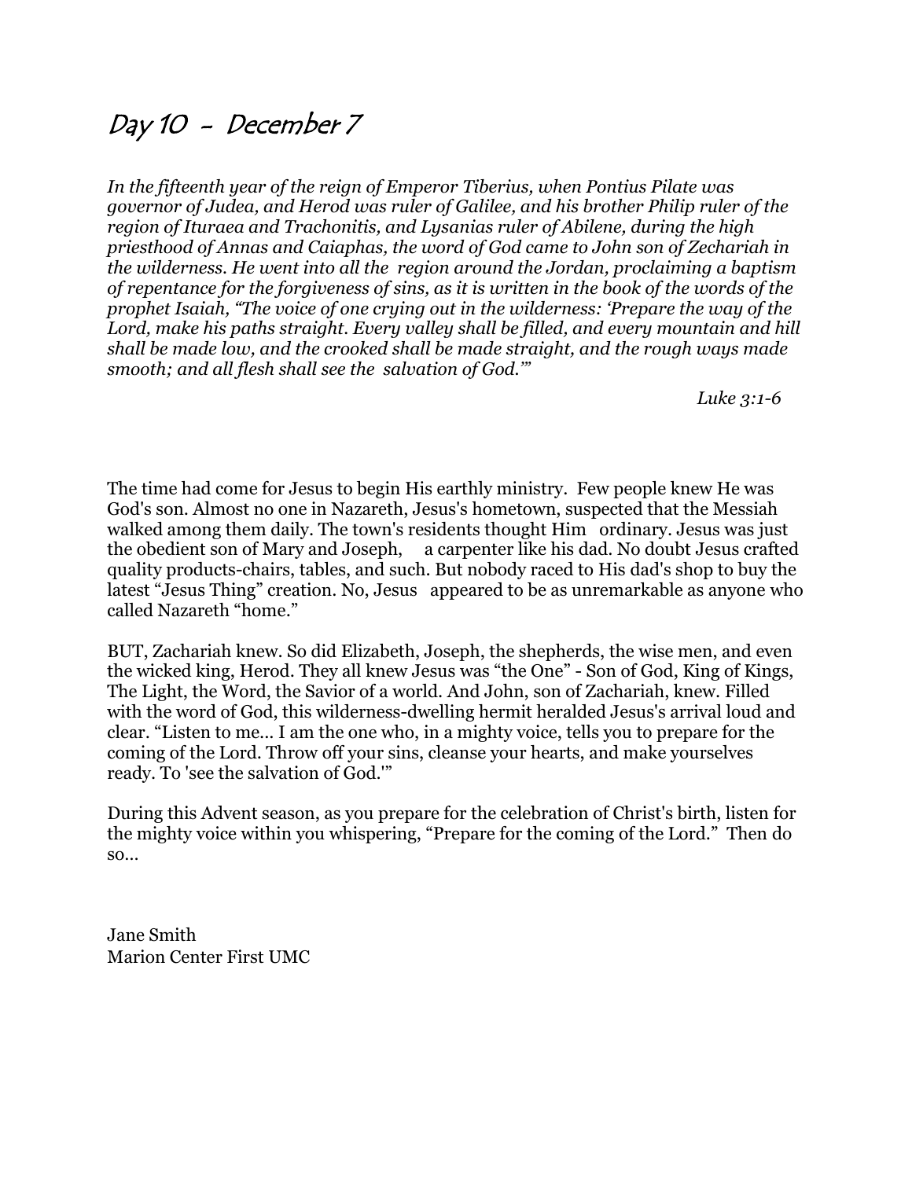# Day 10 - December 7

*In the fifteenth year of the reign of Emperor Tiberius, when Pontius Pilate was governor of Judea, and Herod was ruler of Galilee, and his brother Philip ruler of the region of Ituraea and Trachonitis, and Lysanias ruler of Abilene, during the high priesthood of Annas and Caiaphas, the word of God came to John son of Zechariah in the wilderness. He went into all the region around the Jordan, proclaiming a baptism of repentance for the forgiveness of sins, as it is written in the book of the words of the prophet Isaiah, "The voice of one crying out in the wilderness: 'Prepare the way of the Lord, make his paths straight. Every valley shall be filled, and every mountain and hill shall be made low, and the crooked shall be made straight, and the rough ways made smooth; and all flesh shall see the salvation of God.'"*

*Luke 3:1-6*

The time had come for Jesus to begin His earthly ministry. Few people knew He was God's son. Almost no one in Nazareth, Jesus's hometown, suspected that the Messiah walked among them daily. The town's residents thought Him ordinary. Jesus was just the obedient son of Mary and Joseph, a carpenter like his dad. No doubt Jesus crafted quality products-chairs, tables, and such. But nobody raced to His dad's shop to buy the latest "Jesus Thing" creation. No, Jesus appeared to be as unremarkable as anyone who called Nazareth "home."

BUT, Zachariah knew. So did Elizabeth, Joseph, the shepherds, the wise men, and even the wicked king, Herod. They all knew Jesus was "the One" - Son of God, King of Kings, The Light, the Word, the Savior of a world. And John, son of Zachariah, knew. Filled with the word of God, this wilderness-dwelling hermit heralded Jesus's arrival loud and clear. "Listen to me... I am the one who, in a mighty voice, tells you to prepare for the coming of the Lord. Throw off your sins, cleanse your hearts, and make yourselves ready. To 'see the salvation of God.'"

During this Advent season, as you prepare for the celebration of Christ's birth, listen for the mighty voice within you whispering, "Prepare for the coming of the Lord." Then do so...

Jane Smith
Marion Center First UMC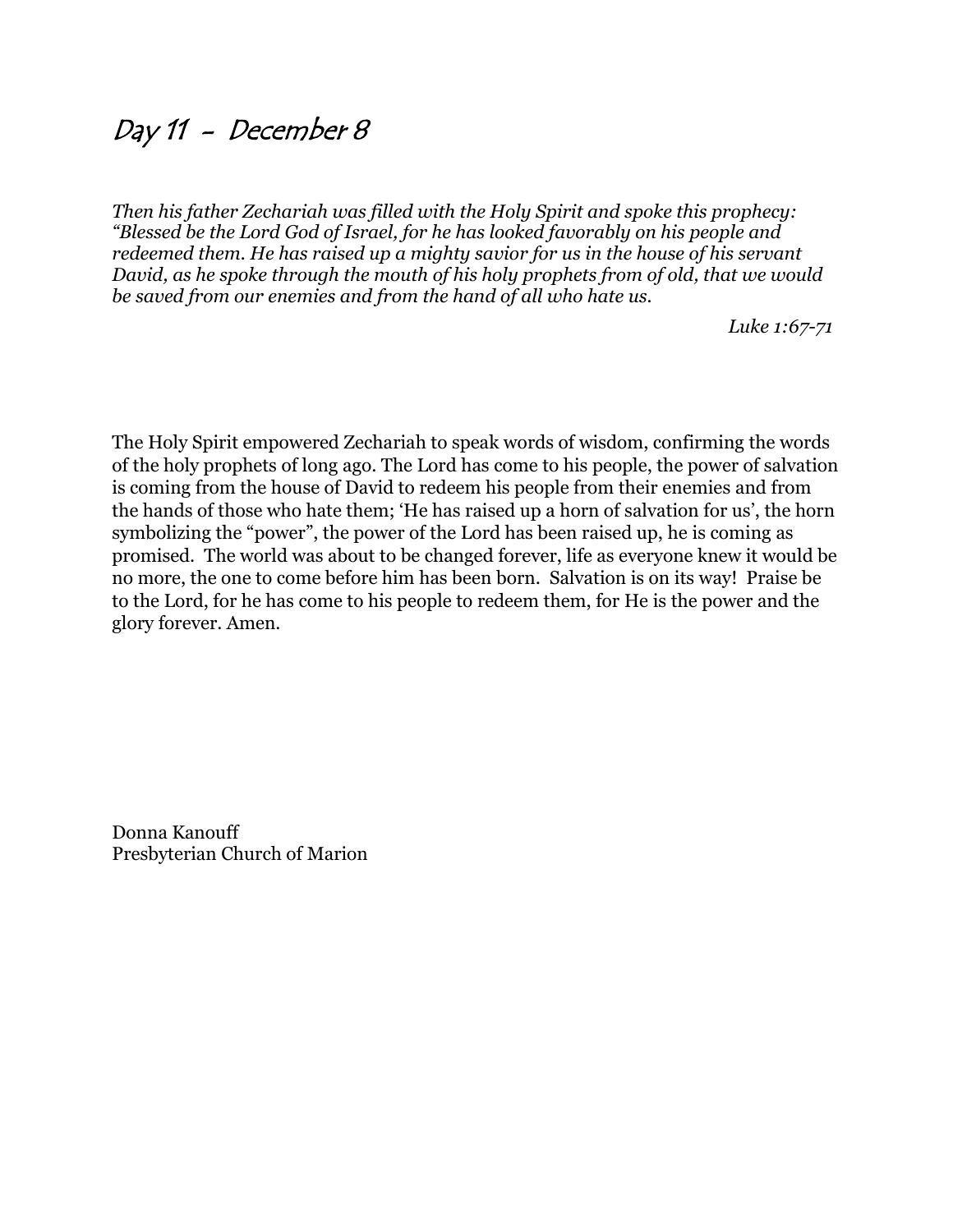# Day 11 - December 8

*Then his father Zechariah was filled with the Holy Spirit and spoke this prophecy: "Blessed be the Lord God of Israel, for he has looked favorably on his people and redeemed them. He has raised up a mighty savior for us in the house of his servant David, as he spoke through the mouth of his holy prophets from of old, that we would be saved from our enemies and from the hand of all who hate us.*

*Luke 1:67-71*

The Holy Spirit empowered Zechariah to speak words of wisdom, confirming the words of the holy prophets of long ago. The Lord has come to his people, the power of salvation is coming from the house of David to redeem his people from their enemies and from the hands of those who hate them; 'He has raised up a horn of salvation for us', the horn symbolizing the "power", the power of the Lord has been raised up, he is coming as promised. The world was about to be changed forever, life as everyone knew it would be no more, the one to come before him has been born. Salvation is on its way! Praise be to the Lord, for he has come to his people to redeem them, for He is the power and the glory forever. Amen.

Donna Kanouff
Presbyterian Church of Marion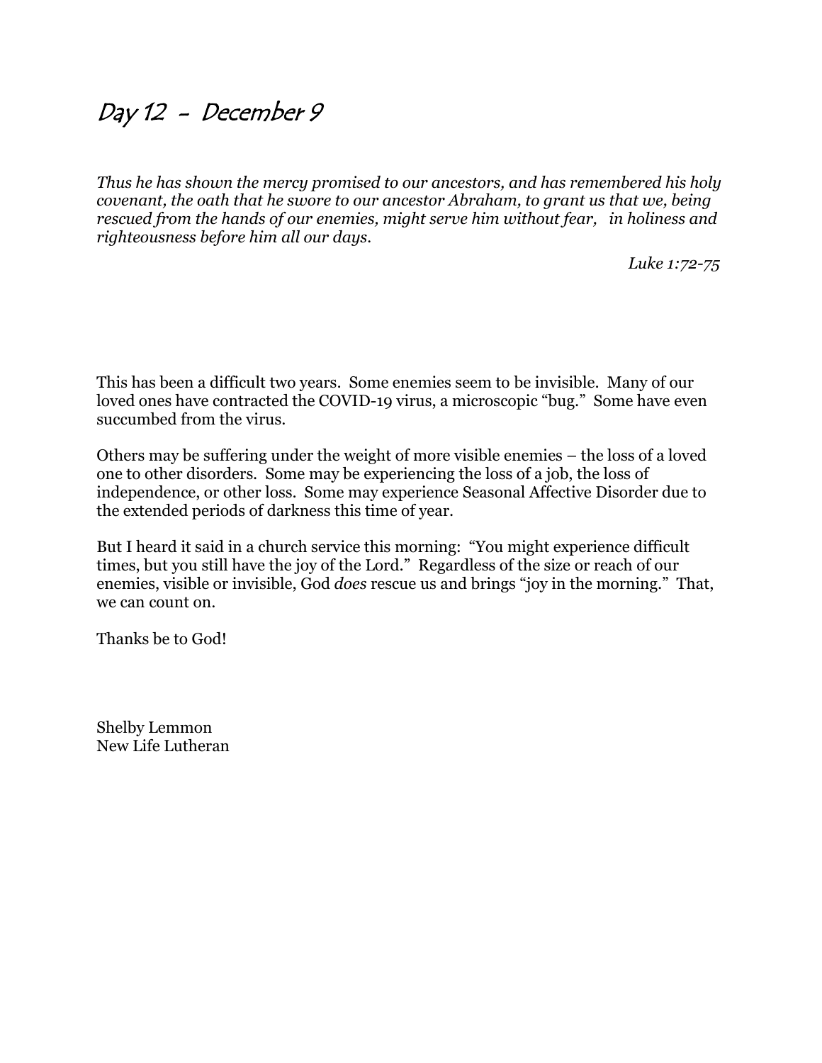# Day 12 - December 9

*Thus he has shown the mercy promised to our ancestors, and has remembered his holy covenant, the oath that he swore to our ancestor Abraham, to grant us that we, being rescued from the hands of our enemies, might serve him without fear, in holiness and righteousness before him all our days.*

*Luke 1:72-75*

This has been a difficult two years. Some enemies seem to be invisible. Many of our loved ones have contracted the COVID-19 virus, a microscopic "bug." Some have even succumbed from the virus.

Others may be suffering under the weight of more visible enemies – the loss of a loved one to other disorders. Some may be experiencing the loss of a job, the loss of independence, or other loss. Some may experience Seasonal Affective Disorder due to the extended periods of darkness this time of year.

But I heard it said in a church service this morning: "You might experience difficult times, but you still have the joy of the Lord." Regardless of the size or reach of our enemies, visible or invisible, God *does* rescue us and brings "joy in the morning." That, we can count on.

Thanks be to God!

Shelby Lemmon
New Life Lutheran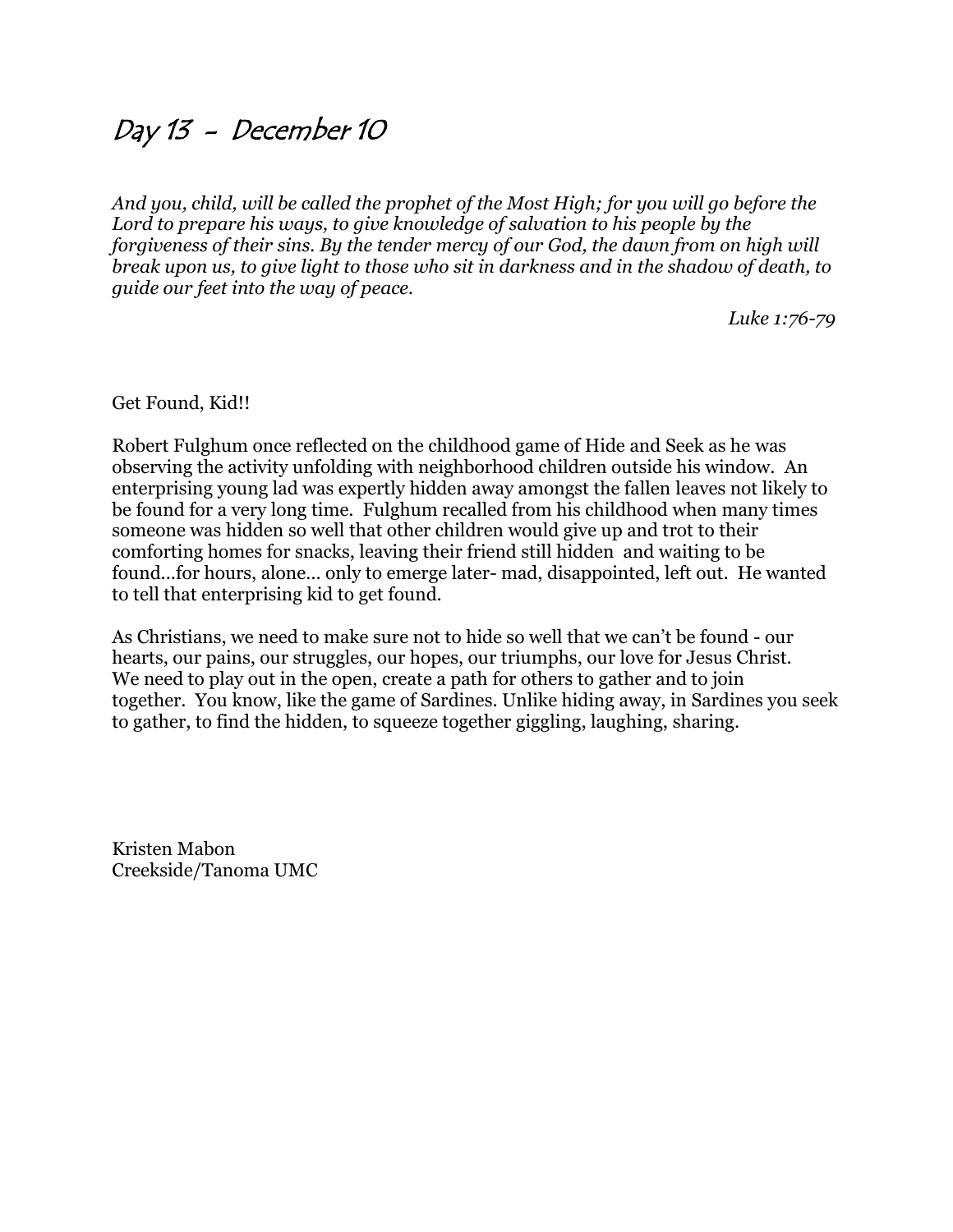# Day 13 - December 10

*And you, child, will be called the prophet of the Most High; for you will go before the Lord to prepare his ways, to give knowledge of salvation to his people by the forgiveness of their sins. By the tender mercy of our God, the dawn from on high will break upon us, to give light to those who sit in darkness and in the shadow of death, to guide our feet into the way of peace.*

*Luke 1:76-79*

Get Found, Kid!!

Robert Fulghum once reflected on the childhood game of Hide and Seek as he was observing the activity unfolding with neighborhood children outside his window. An enterprising young lad was expertly hidden away amongst the fallen leaves not likely to be found for a very long time. Fulghum recalled from his childhood when many times someone was hidden so well that other children would give up and trot to their comforting homes for snacks, leaving their friend still hidden and waiting to be found…for hours, alone… only to emerge later- mad, disappointed, left out. He wanted to tell that enterprising kid to get found.

As Christians, we need to make sure not to hide so well that we can't be found - our hearts, our pains, our struggles, our hopes, our triumphs, our love for Jesus Christ. We need to play out in the open, create a path for others to gather and to join together. You know, like the game of Sardines. Unlike hiding away, in Sardines you seek to gather, to find the hidden, to squeeze together giggling, laughing, sharing.

Kristen Mabon
Creekside/Tanoma UMC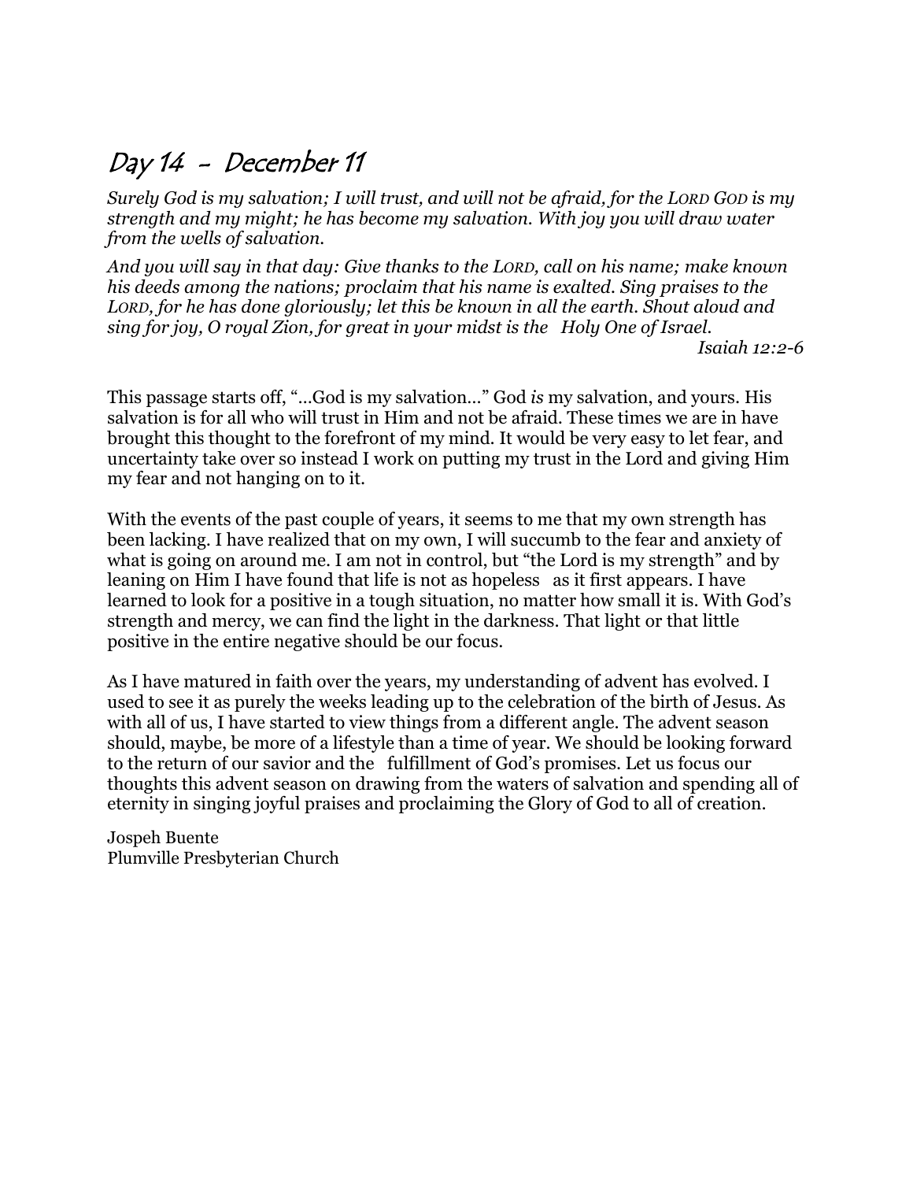# Day 14 - December 11

*Surely God is my salvation; I will trust, and will not be afraid, for the LORD GOD is my strength and my might; he has become my salvation. With joy you will draw water from the wells of salvation.*

*And you will say in that day: Give thanks to the LORD, call on his name; make known his deeds among the nations; proclaim that his name is exalted. Sing praises to the LORD, for he has done gloriously; let this be known in all the earth. Shout aloud and sing for joy, O royal Zion, for great in your midst is the Holy One of Israel.*

*Isaiah 12:2-6*

This passage starts off, "…God is my salvation…" God *is* my salvation, and yours. His salvation is for all who will trust in Him and not be afraid. These times we are in have brought this thought to the forefront of my mind. It would be very easy to let fear, and uncertainty take over so instead I work on putting my trust in the Lord and giving Him my fear and not hanging on to it.

With the events of the past couple of years, it seems to me that my own strength has been lacking. I have realized that on my own, I will succumb to the fear and anxiety of what is going on around me. I am not in control, but "the Lord is my strength" and by leaning on Him I have found that life is not as hopeless as it first appears. I have learned to look for a positive in a tough situation, no matter how small it is. With God's strength and mercy, we can find the light in the darkness. That light or that little positive in the entire negative should be our focus.

As I have matured in faith over the years, my understanding of advent has evolved. I used to see it as purely the weeks leading up to the celebration of the birth of Jesus. As with all of us, I have started to view things from a different angle. The advent season should, maybe, be more of a lifestyle than a time of year. We should be looking forward to the return of our savior and the fulfillment of God's promises. Let us focus our thoughts this advent season on drawing from the waters of salvation and spending all of eternity in singing joyful praises and proclaiming the Glory of God to all of creation.

Jospeh Buente
Plumville Presbyterian Church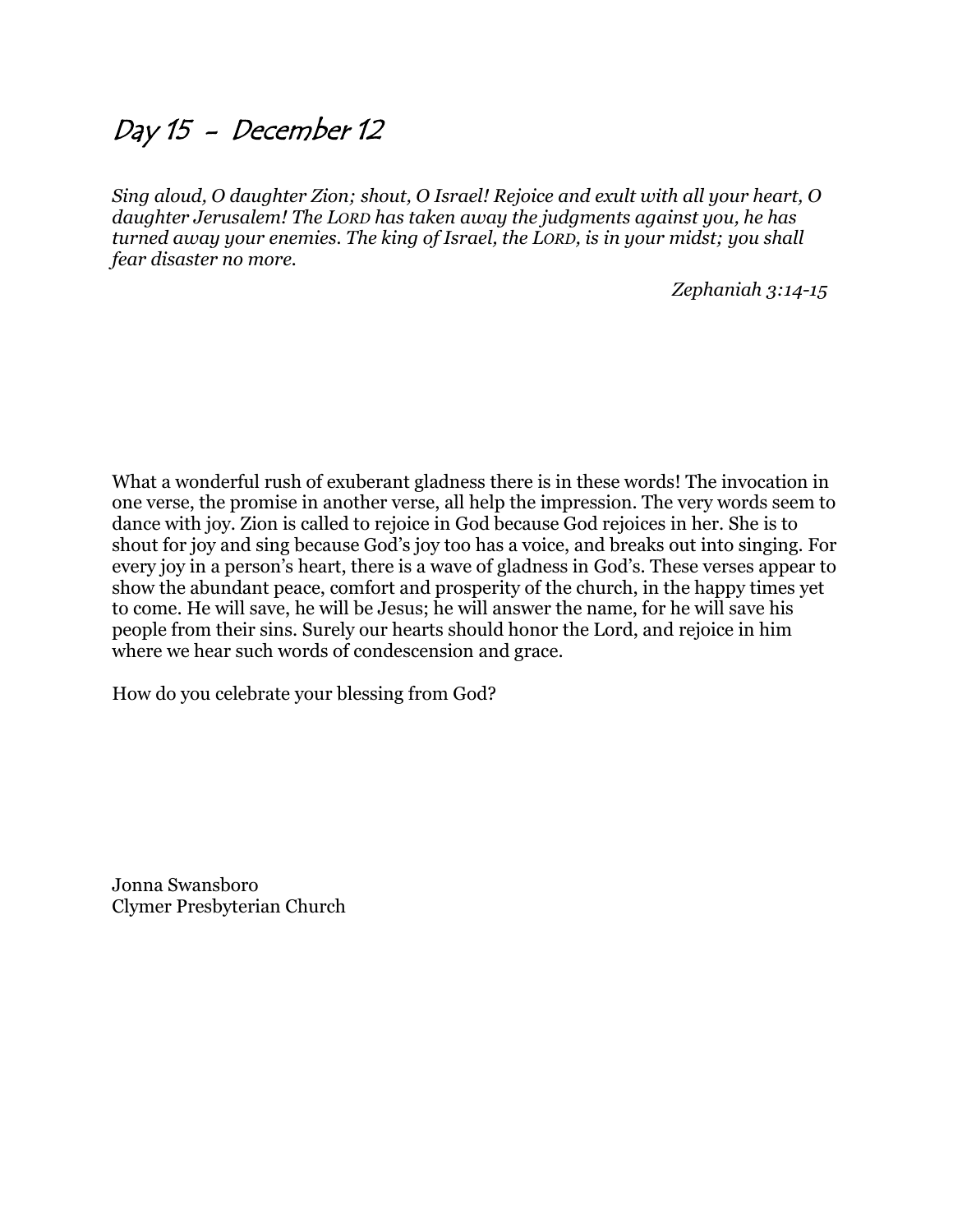# Day 15 - December 12

*Sing aloud, O daughter Zion; shout, O Israel! Rejoice and exult with all your heart, O daughter Jerusalem! The LORD has taken away the judgments against you, he has turned away your enemies. The king of Israel, the LORD, is in your midst; you shall fear disaster no more.*

*Zephaniah 3:14-15*

What a wonderful rush of exuberant gladness there is in these words! The invocation in one verse, the promise in another verse, all help the impression. The very words seem to dance with joy. Zion is called to rejoice in God because God rejoices in her. She is to shout for joy and sing because God's joy too has a voice, and breaks out into singing. For every joy in a person's heart, there is a wave of gladness in God's. These verses appear to show the abundant peace, comfort and prosperity of the church, in the happy times yet to come. He will save, he will be Jesus; he will answer the name, for he will save his people from their sins. Surely our hearts should honor the Lord, and rejoice in him where we hear such words of condescension and grace.

How do you celebrate your blessing from God?

Jonna Swansboro
Clymer Presbyterian Church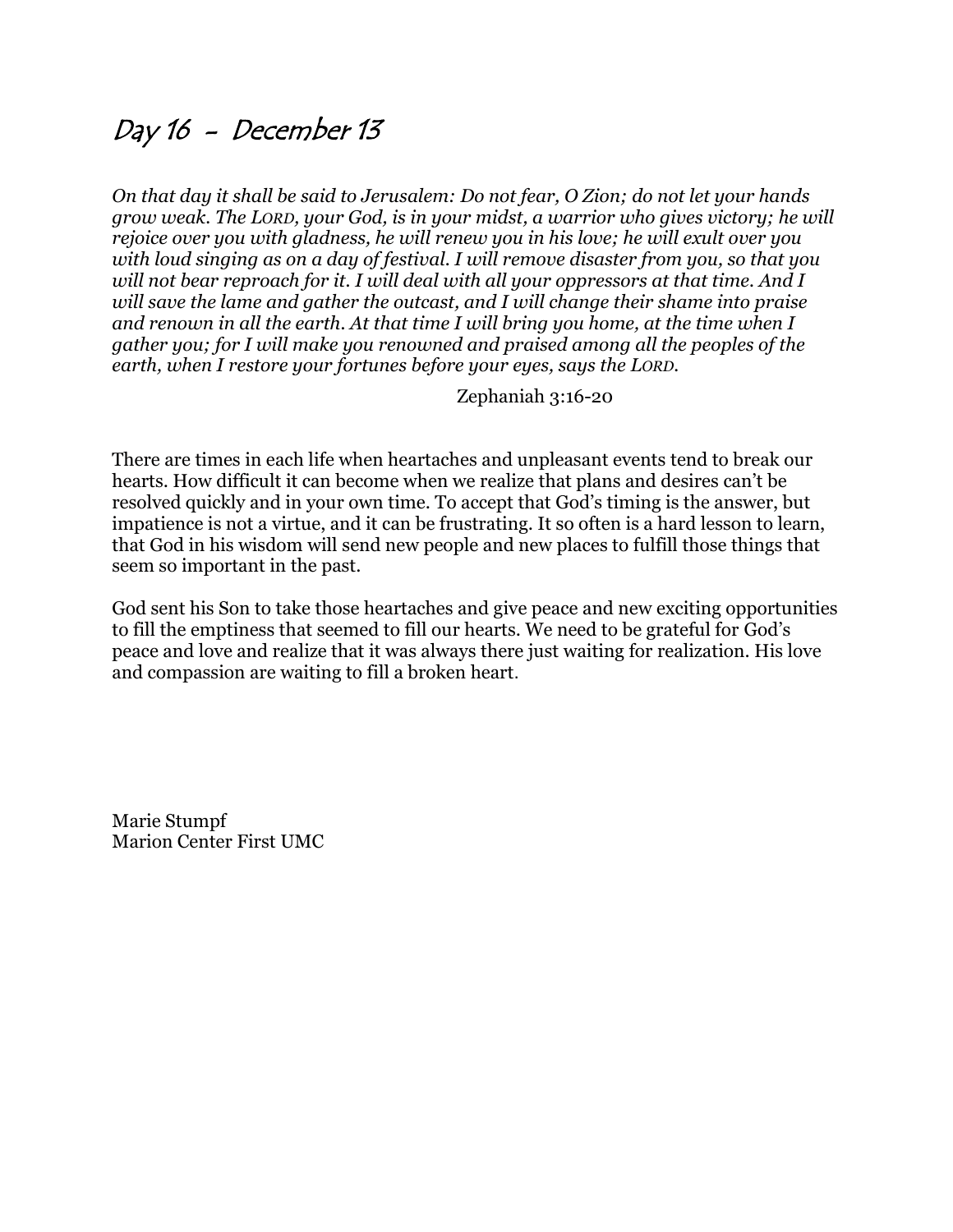# Day 16 - December 13

*On that day it shall be said to Jerusalem: Do not fear, O Zion; do not let your hands grow weak. The LORD, your God, is in your midst, a warrior who gives victory; he will rejoice over you with gladness, he will renew you in his love; he will exult over you with loud singing as on a day of festival. I will remove disaster from you, so that you will not bear reproach for it. I will deal with all your oppressors at that time. And I will save the lame and gather the outcast, and I will change their shame into praise and renown in all the earth. At that time I will bring you home, at the time when I gather you; for I will make you renowned and praised among all the peoples of the earth, when I restore your fortunes before your eyes, says the LORD.*

Zephaniah 3:16-20

There are times in each life when heartaches and unpleasant events tend to break our hearts. How difficult it can become when we realize that plans and desires can't be resolved quickly and in your own time. To accept that God's timing is the answer, but impatience is not a virtue, and it can be frustrating. It so often is a hard lesson to learn, that God in his wisdom will send new people and new places to fulfill those things that seem so important in the past.

God sent his Son to take those heartaches and give peace and new exciting opportunities to fill the emptiness that seemed to fill our hearts. We need to be grateful for God's peace and love and realize that it was always there just waiting for realization. His love and compassion are waiting to fill a broken heart.

Marie Stumpf
Marion Center First UMC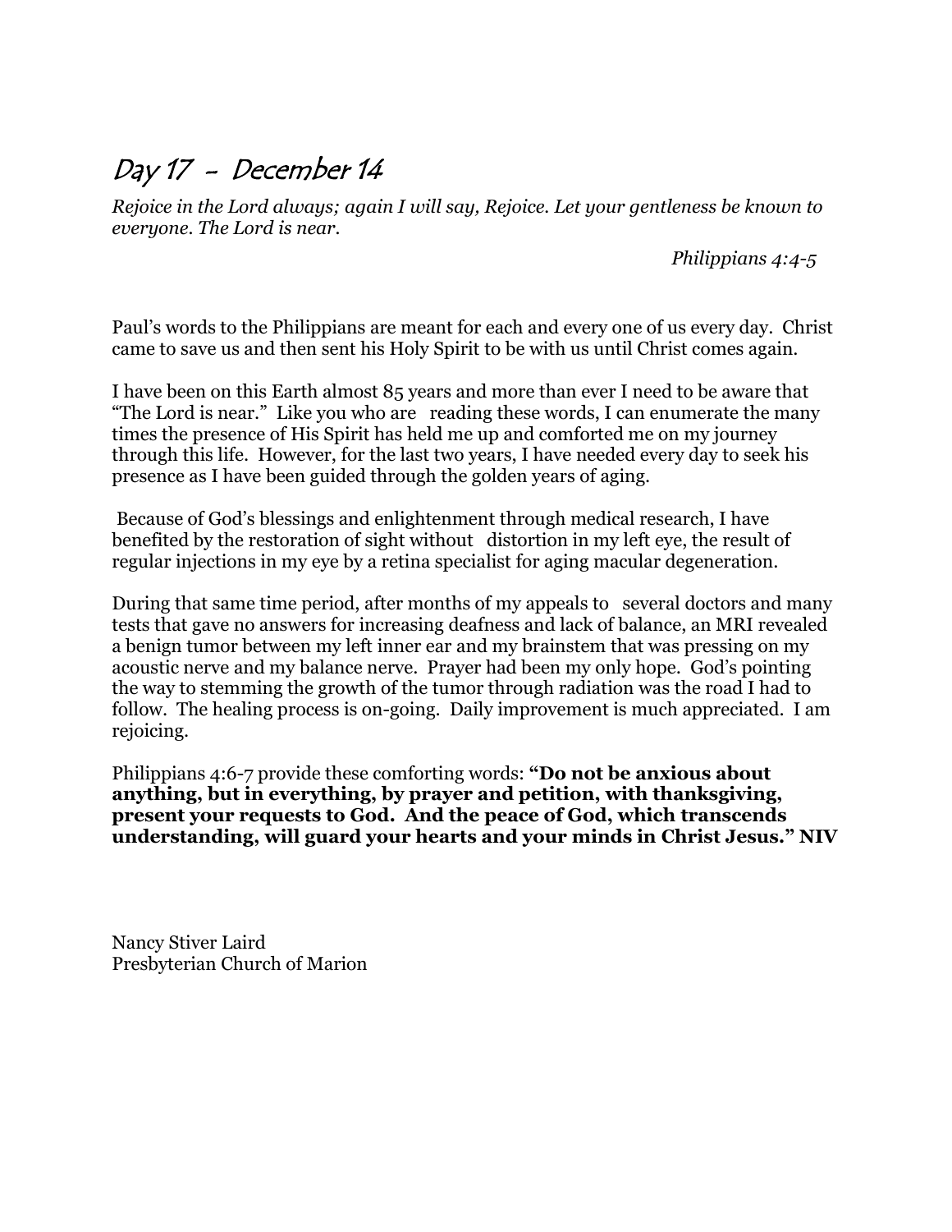# Day 17 - December 14

*Rejoice in the Lord always; again I will say, Rejoice. Let your gentleness be known to everyone. The Lord is near.*

*Philippians 4:4-5*

Paul's words to the Philippians are meant for each and every one of us every day. Christ came to save us and then sent his Holy Spirit to be with us until Christ comes again.

I have been on this Earth almost 85 years and more than ever I need to be aware that "The Lord is near." Like you who are reading these words, I can enumerate the many times the presence of His Spirit has held me up and comforted me on my journey through this life. However, for the last two years, I have needed every day to seek his presence as I have been guided through the golden years of aging.

Because of God's blessings and enlightenment through medical research, I have benefited by the restoration of sight without distortion in my left eye, the result of regular injections in my eye by a retina specialist for aging macular degeneration.

During that same time period, after months of my appeals to several doctors and many tests that gave no answers for increasing deafness and lack of balance, an MRI revealed a benign tumor between my left inner ear and my brainstem that was pressing on my acoustic nerve and my balance nerve. Prayer had been my only hope. God's pointing the way to stemming the growth of the tumor through radiation was the road I had to follow. The healing process is on-going. Daily improvement is much appreciated. I am rejoicing.

Philippians 4:6-7 provide these comforting words: **"Do not be anxious about anything, but in everything, by prayer and petition, with thanksgiving, present your requests to God. And the peace of God, which transcends understanding, will guard your hearts and your minds in Christ Jesus." NIV**

Nancy Stiver Laird
Presbyterian Church of Marion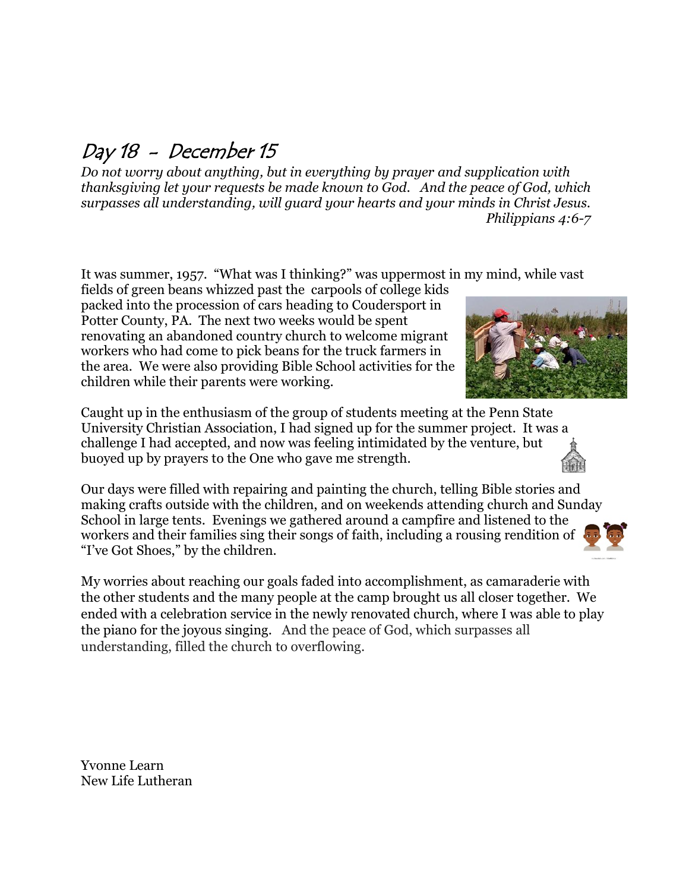# Day 18 - December 15

*Do not worry about anything, but in everything by prayer and supplication with thanksgiving let your requests be made known to God. And the peace of God, which surpasses all understanding, will guard your hearts and your minds in Christ Jesus.*

*Philippians 4:6-7*

It was summer, 1957. "What was I thinking?" was uppermost in my mind, while vast fields of green beans whizzed past the carpools of college kids packed into the procession of cars heading to Coudersport in Potter County, PA. The next two weeks would be spent renovating an abandoned country church to welcome migrant workers who had come to pick beans for the truck farmers in the area. We were also providing Bible School activities for the children while their parents were working.

Caught up in the enthusiasm of the group of students meeting at the Penn State University Christian Association, I had signed up for the summer project. It was a challenge I had accepted, and now was feeling intimidated by the venture, but buoyed up by prayers to the One who gave me strength.

Our days were filled with repairing and painting the church, telling Bible stories and making crafts outside with the children, and on weekends attending church and Sunday School in large tents. Evenings we gathered around a campfire and listened to the workers and their families sing their songs of faith, including a rousing rendition of "I've Got Shoes," by the children.

My worries about reaching our goals faded into accomplishment, as camaraderie with the other students and the many people at the camp brought us all closer together. We ended with a celebration service in the newly renovated church, where I was able to play the piano for the joyous singing. And the peace of God, which surpasses all understanding, filled the church to overflowing.

Yvonne Learn
New Life Lutheran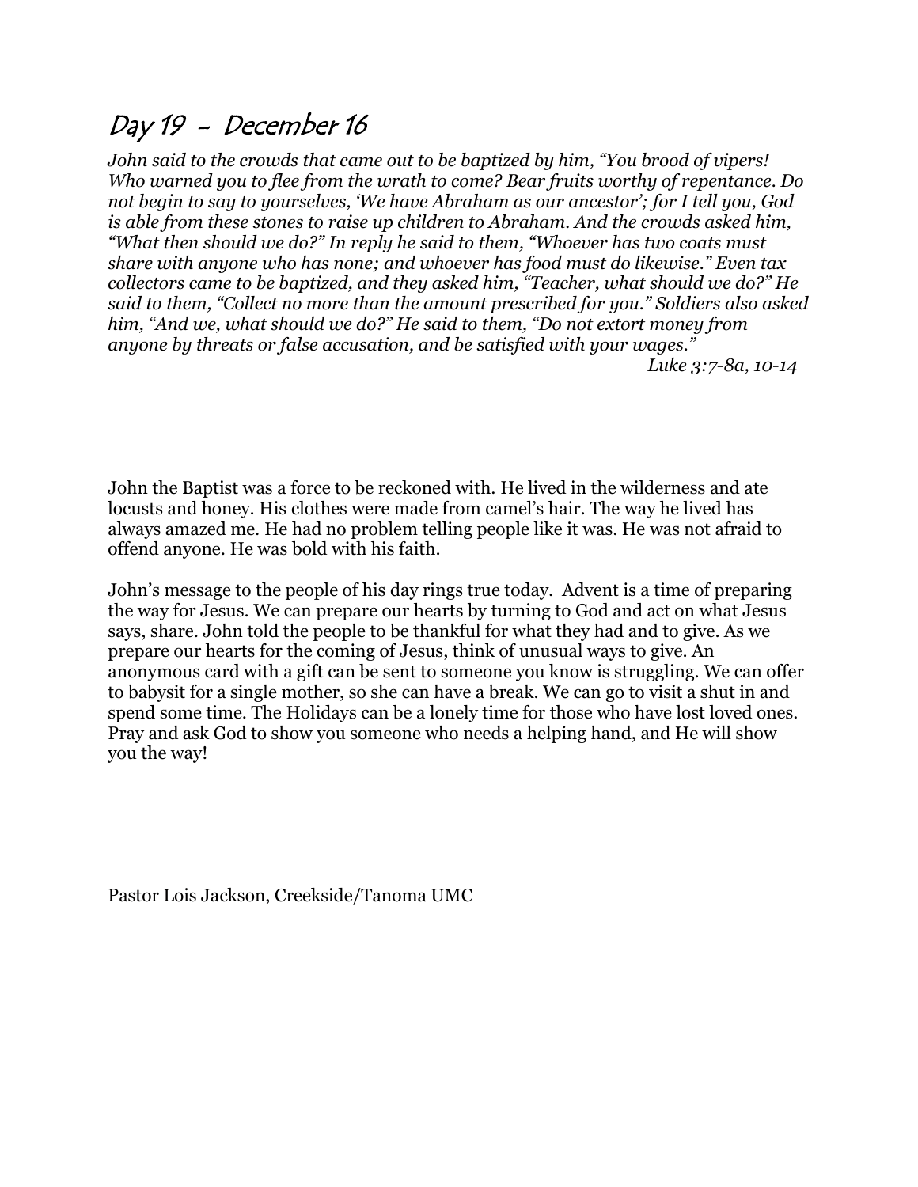# Day 19 - December 16

*John said to the crowds that came out to be baptized by him, "You brood of vipers! Who warned you to flee from the wrath to come? Bear fruits worthy of repentance. Do not begin to say to yourselves, 'We have Abraham as our ancestor'; for I tell you, God is able from these stones to raise up children to Abraham. And the crowds asked him, "What then should we do?" In reply he said to them, "Whoever has two coats must share with anyone who has none; and whoever has food must do likewise." Even tax collectors came to be baptized, and they asked him, "Teacher, what should we do?" He said to them, "Collect no more than the amount prescribed for you." Soldiers also asked him, "And we, what should we do?" He said to them, "Do not extort money from anyone by threats or false accusation, and be satisfied with your wages."*

*Luke 3:7-8a, 10-14*

John the Baptist was a force to be reckoned with. He lived in the wilderness and ate locusts and honey. His clothes were made from camel's hair. The way he lived has always amazed me. He had no problem telling people like it was. He was not afraid to offend anyone. He was bold with his faith.

John's message to the people of his day rings true today. Advent is a time of preparing the way for Jesus. We can prepare our hearts by turning to God and act on what Jesus says, share. John told the people to be thankful for what they had and to give. As we prepare our hearts for the coming of Jesus, think of unusual ways to give. An anonymous card with a gift can be sent to someone you know is struggling. We can offer to babysit for a single mother, so she can have a break. We can go to visit a shut in and spend some time. The Holidays can be a lonely time for those who have lost loved ones. Pray and ask God to show you someone who needs a helping hand, and He will show you the way!

Pastor Lois Jackson, Creekside/Tanoma UMC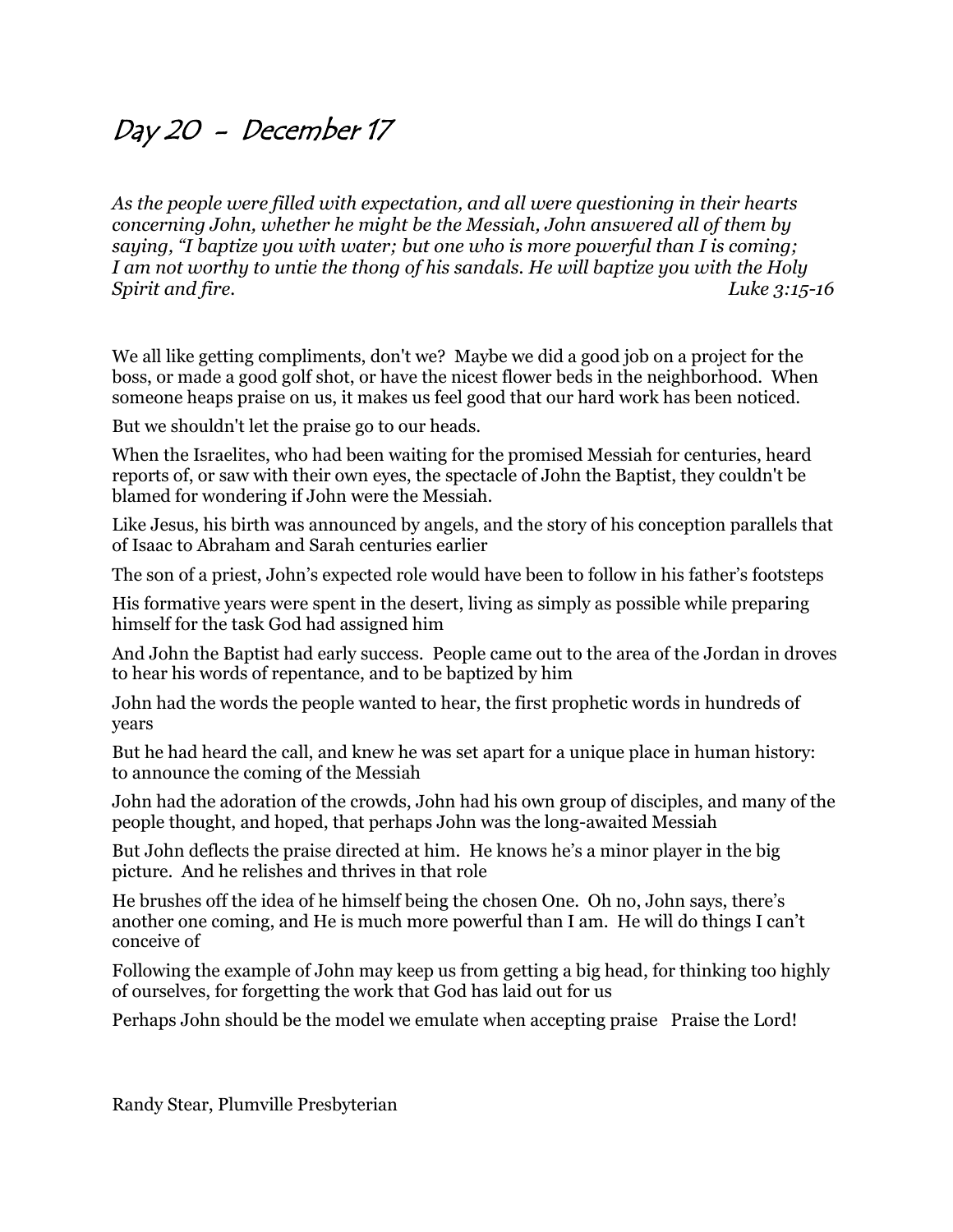# Day 20 - December 17

*As the people were filled with expectation, and all were questioning in their hearts concerning John, whether he might be the Messiah, John answered all of them by saying, "I baptize you with water; but one who is more powerful than I is coming; I am not worthy to untie the thong of his sandals. He will baptize you with the Holy Spirit and fire.* *Luke 3:15-16*

We all like getting compliments, don't we? Maybe we did a good job on a project for the boss, or made a good golf shot, or have the nicest flower beds in the neighborhood. When someone heaps praise on us, it makes us feel good that our hard work has been noticed.

But we shouldn't let the praise go to our heads.

When the Israelites, who had been waiting for the promised Messiah for centuries, heard reports of, or saw with their own eyes, the spectacle of John the Baptist, they couldn't be blamed for wondering if John were the Messiah.

Like Jesus, his birth was announced by angels, and the story of his conception parallels that of Isaac to Abraham and Sarah centuries earlier

The son of a priest, John's expected role would have been to follow in his father's footsteps

His formative years were spent in the desert, living as simply as possible while preparing himself for the task God had assigned him

And John the Baptist had early success. People came out to the area of the Jordan in droves to hear his words of repentance, and to be baptized by him

John had the words the people wanted to hear, the first prophetic words in hundreds of years

But he had heard the call, and knew he was set apart for a unique place in human history: to announce the coming of the Messiah

John had the adoration of the crowds, John had his own group of disciples, and many of the people thought, and hoped, that perhaps John was the long-awaited Messiah

But John deflects the praise directed at him. He knows he's a minor player in the big picture. And he relishes and thrives in that role

He brushes off the idea of he himself being the chosen One. Oh no, John says, there's another one coming, and He is much more powerful than I am. He will do things I can't conceive of

Following the example of John may keep us from getting a big head, for thinking too highly of ourselves, for forgetting the work that God has laid out for us

Perhaps John should be the model we emulate when accepting praise Praise the Lord!

Randy Stear, Plumville Presbyterian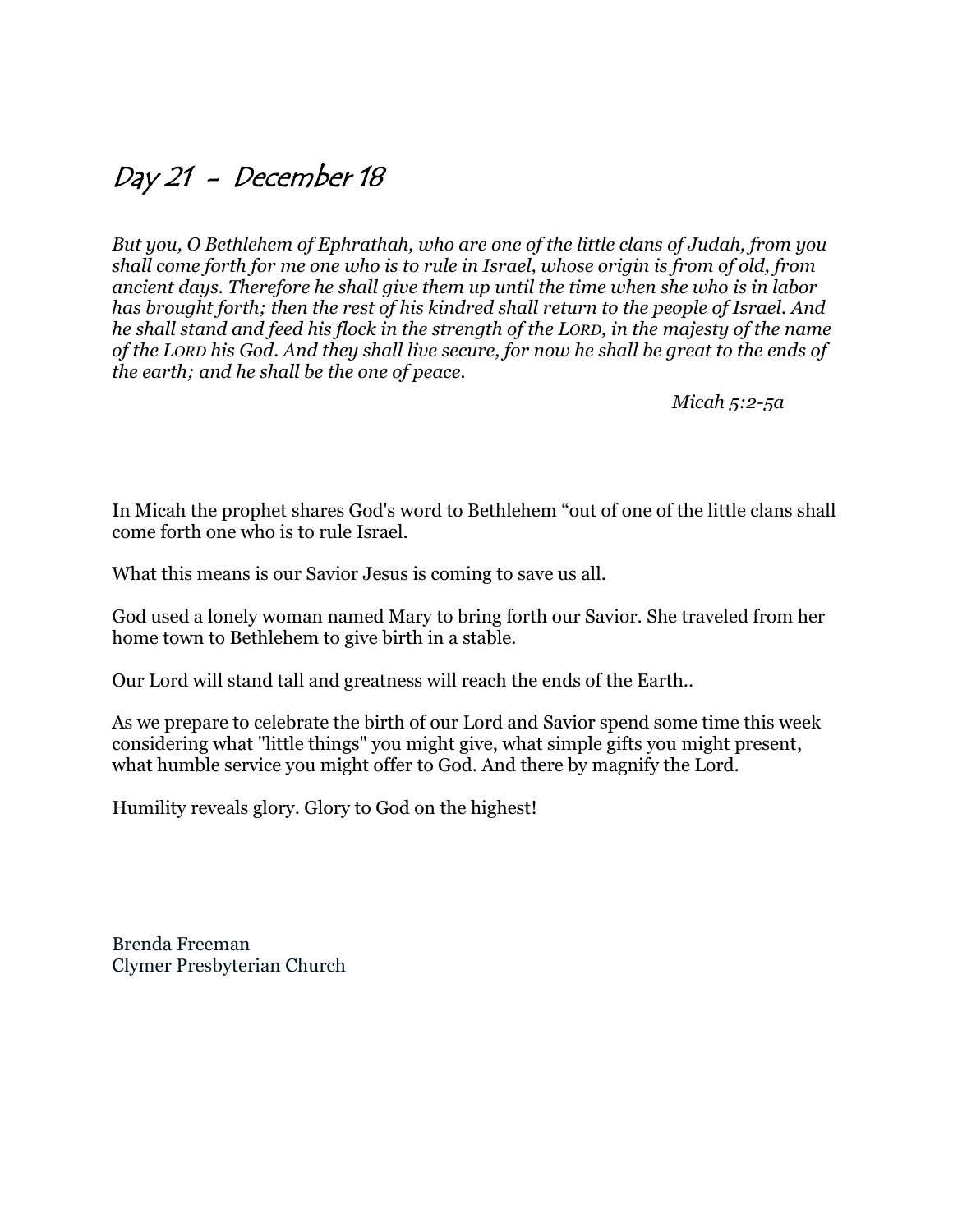# Day 21 - December 18

*But you, O Bethlehem of Ephrathah, who are one of the little clans of Judah, from you shall come forth for me one who is to rule in Israel, whose origin is from of old, from ancient days. Therefore he shall give them up until the time when she who is in labor has brought forth; then the rest of his kindred shall return to the people of Israel. And he shall stand and feed his flock in the strength of the LORD, in the majesty of the name of the LORD his God. And they shall live secure, for now he shall be great to the ends of the earth; and he shall be the one of peace.*

*Micah 5:2-5a*

In Micah the prophet shares God's word to Bethlehem "out of one of the little clans shall come forth one who is to rule Israel.

What this means is our Savior Jesus is coming to save us all.

God used a lonely woman named Mary to bring forth our Savior. She traveled from her home town to Bethlehem to give birth in a stable.

Our Lord will stand tall and greatness will reach the ends of the Earth..

As we prepare to celebrate the birth of our Lord and Savior spend some time this week considering what "little things" you might give, what simple gifts you might present, what humble service you might offer to God. And there by magnify the Lord.

Humility reveals glory. Glory to God on the highest!

Brenda Freeman
Clymer Presbyterian Church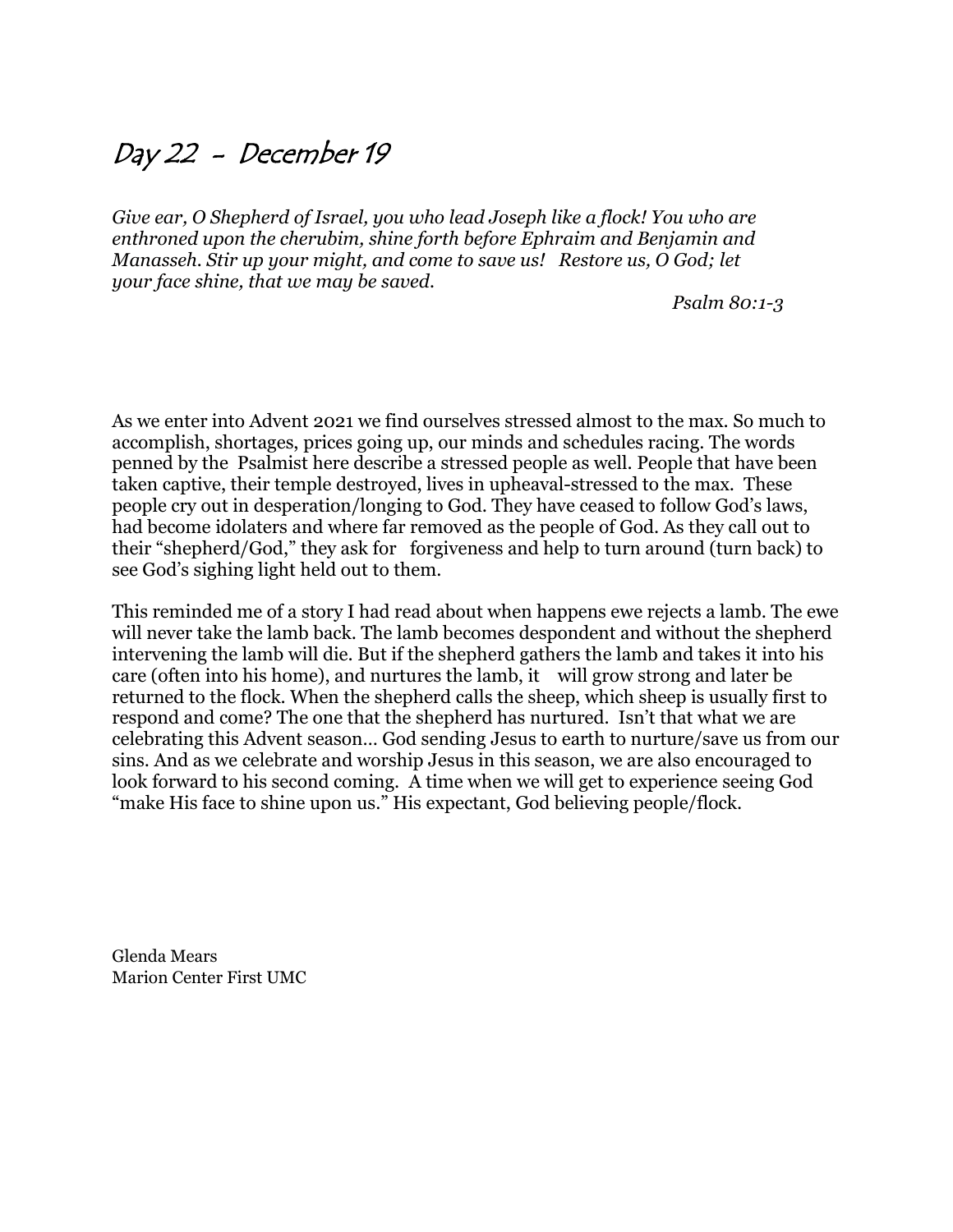# Day 22 - December 19

*Give ear, O Shepherd of Israel, you who lead Joseph like a flock! You who are enthroned upon the cherubim, shine forth before Ephraim and Benjamin and Manasseh. Stir up your might, and come to save us! Restore us, O God; let your face shine, that we may be saved.*

*Psalm 80:1-3*

As we enter into Advent 2021 we find ourselves stressed almost to the max. So much to accomplish, shortages, prices going up, our minds and schedules racing. The words penned by the Psalmist here describe a stressed people as well. People that have been taken captive, their temple destroyed, lives in upheaval-stressed to the max. These people cry out in desperation/longing to God. They have ceased to follow God's laws, had become idolaters and where far removed as the people of God. As they call out to their "shepherd/God," they ask for forgiveness and help to turn around (turn back) to see God's sighing light held out to them.

This reminded me of a story I had read about when happens ewe rejects a lamb. The ewe will never take the lamb back. The lamb becomes despondent and without the shepherd intervening the lamb will die. But if the shepherd gathers the lamb and takes it into his care (often into his home), and nurtures the lamb, it will grow strong and later be returned to the flock. When the shepherd calls the sheep, which sheep is usually first to respond and come? The one that the shepherd has nurtured. Isn't that what we are celebrating this Advent season… God sending Jesus to earth to nurture/save us from our sins. And as we celebrate and worship Jesus in this season, we are also encouraged to look forward to his second coming. A time when we will get to experience seeing God "make His face to shine upon us." His expectant, God believing people/flock.

Glenda Mears
Marion Center First UMC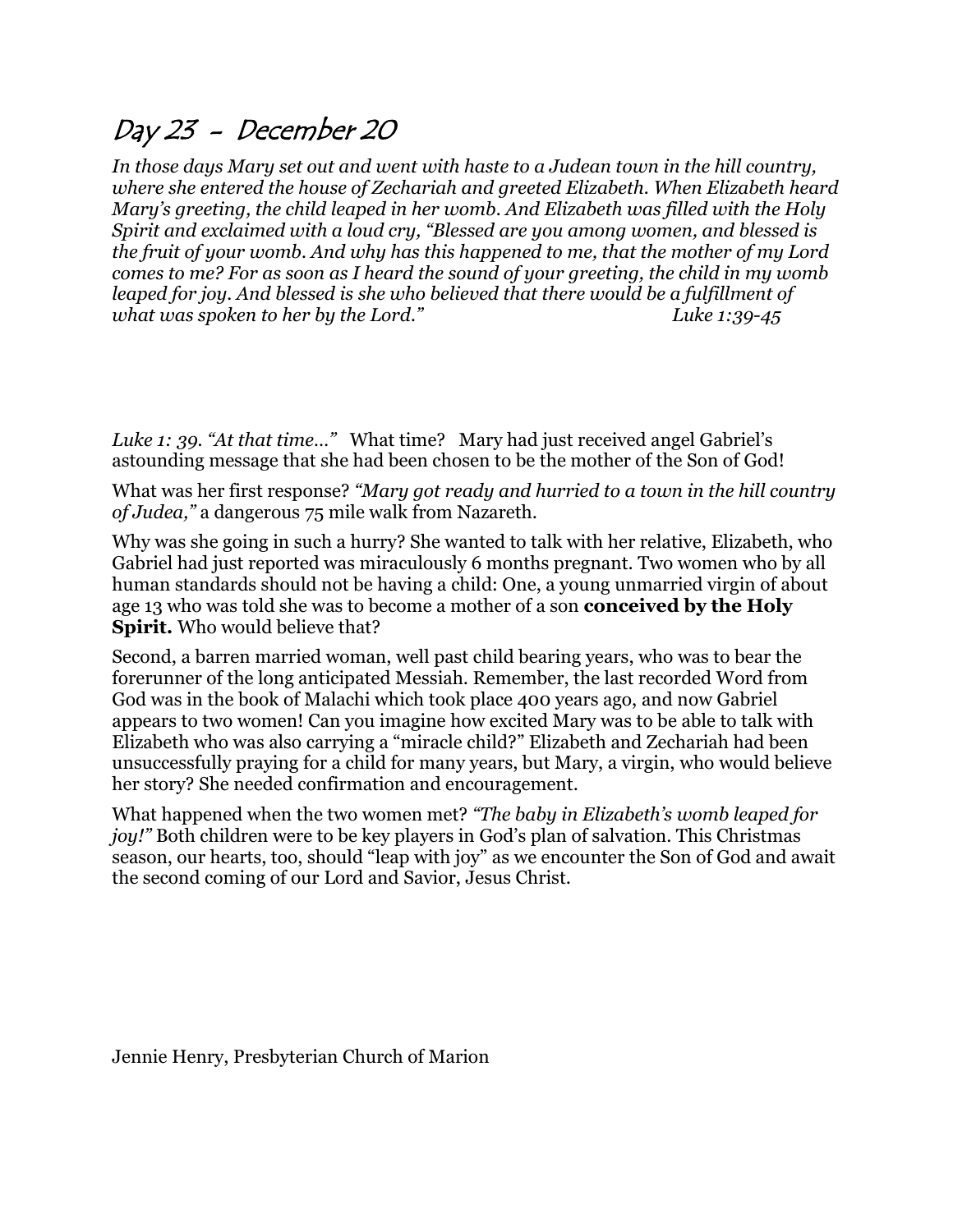# Day 23 - December 20

*In those days Mary set out and went with haste to a Judean town in the hill country, where she entered the house of Zechariah and greeted Elizabeth. When Elizabeth heard Mary's greeting, the child leaped in her womb. And Elizabeth was filled with the Holy Spirit and exclaimed with a loud cry, "Blessed are you among women, and blessed is the fruit of your womb. And why has this happened to me, that the mother of my Lord comes to me? For as soon as I heard the sound of your greeting, the child in my womb leaped for joy. And blessed is she who believed that there would be a fulfillment of what was spoken to her by the Lord."* *Luke 1:39-45*

*Luke 1: 39. "At that time…"* What time? Mary had just received angel Gabriel's astounding message that she had been chosen to be the mother of the Son of God!

What was her first response? *"Mary got ready and hurried to a town in the hill country of Judea,"* a dangerous 75 mile walk from Nazareth.

Why was she going in such a hurry? She wanted to talk with her relative, Elizabeth, who Gabriel had just reported was miraculously 6 months pregnant. Two women who by all human standards should not be having a child: One, a young unmarried virgin of about age 13 who was told she was to become a mother of a son **conceived by the Holy Spirit.** Who would believe that?

Second, a barren married woman, well past child bearing years, who was to bear the forerunner of the long anticipated Messiah. Remember, the last recorded Word from God was in the book of Malachi which took place 400 years ago, and now Gabriel appears to two women! Can you imagine how excited Mary was to be able to talk with Elizabeth who was also carrying a "miracle child?" Elizabeth and Zechariah had been unsuccessfully praying for a child for many years, but Mary, a virgin, who would believe her story? She needed confirmation and encouragement.

What happened when the two women met? *"The baby in Elizabeth's womb leaped for joy!"* Both children were to be key players in God's plan of salvation. This Christmas season, our hearts, too, should "leap with joy" as we encounter the Son of God and await the second coming of our Lord and Savior, Jesus Christ.

Jennie Henry, Presbyterian Church of Marion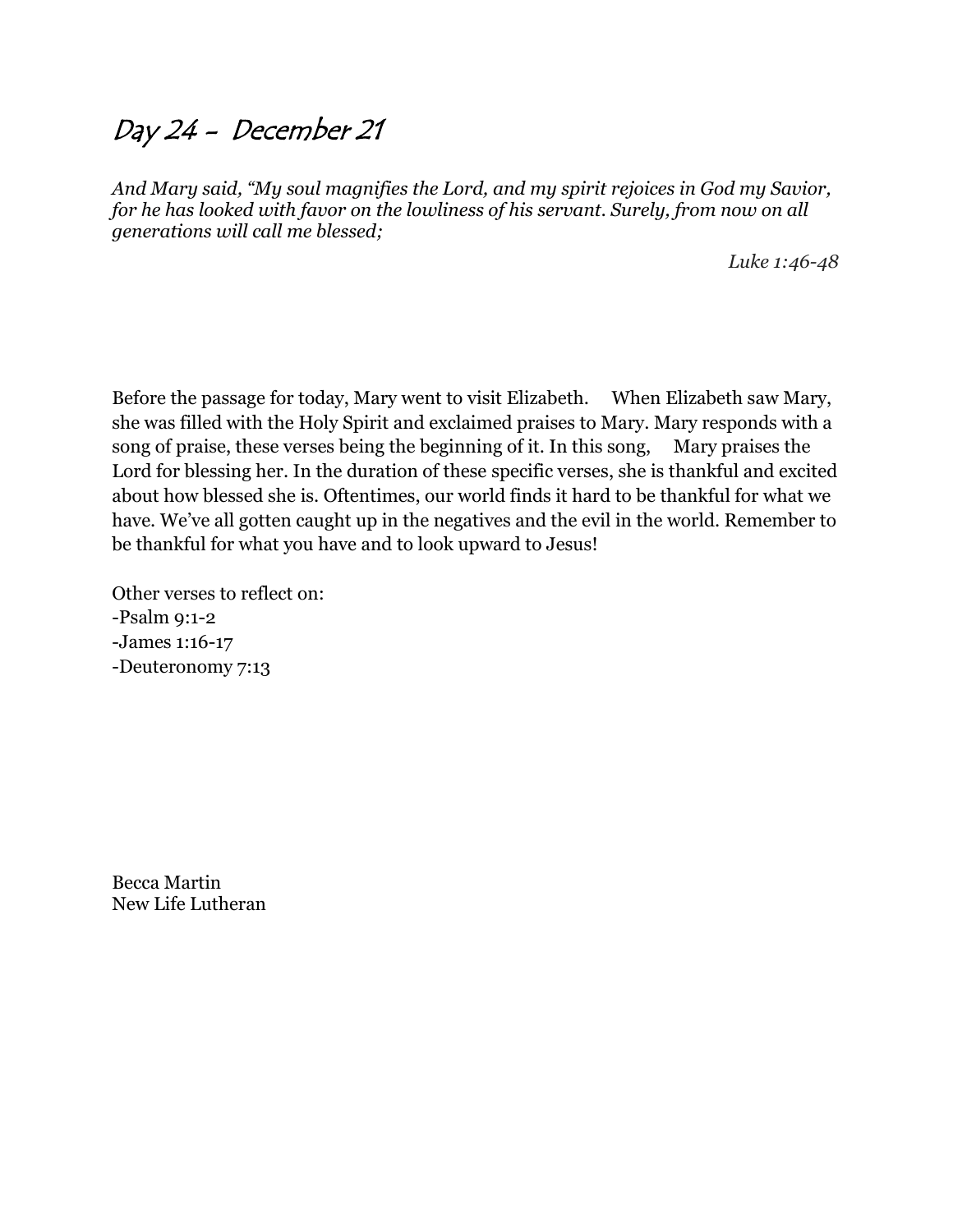# Day 24 - December 21

*And Mary said, "My soul magnifies the Lord, and my spirit rejoices in God my Savior, for he has looked with favor on the lowliness of his servant. Surely, from now on all generations will call me blessed;*

*Luke 1:46-48*

Before the passage for today, Mary went to visit Elizabeth. When Elizabeth saw Mary, she was filled with the Holy Spirit and exclaimed praises to Mary. Mary responds with a song of praise, these verses being the beginning of it. In this song, Mary praises the Lord for blessing her. In the duration of these specific verses, she is thankful and excited about how blessed she is. Oftentimes, our world finds it hard to be thankful for what we have. We've all gotten caught up in the negatives and the evil in the world. Remember to be thankful for what you have and to look upward to Jesus!

Other verses to reflect on:
-Psalm 9:1-2
-James 1:16-17
-Deuteronomy 7:13

Becca Martin
New Life Lutheran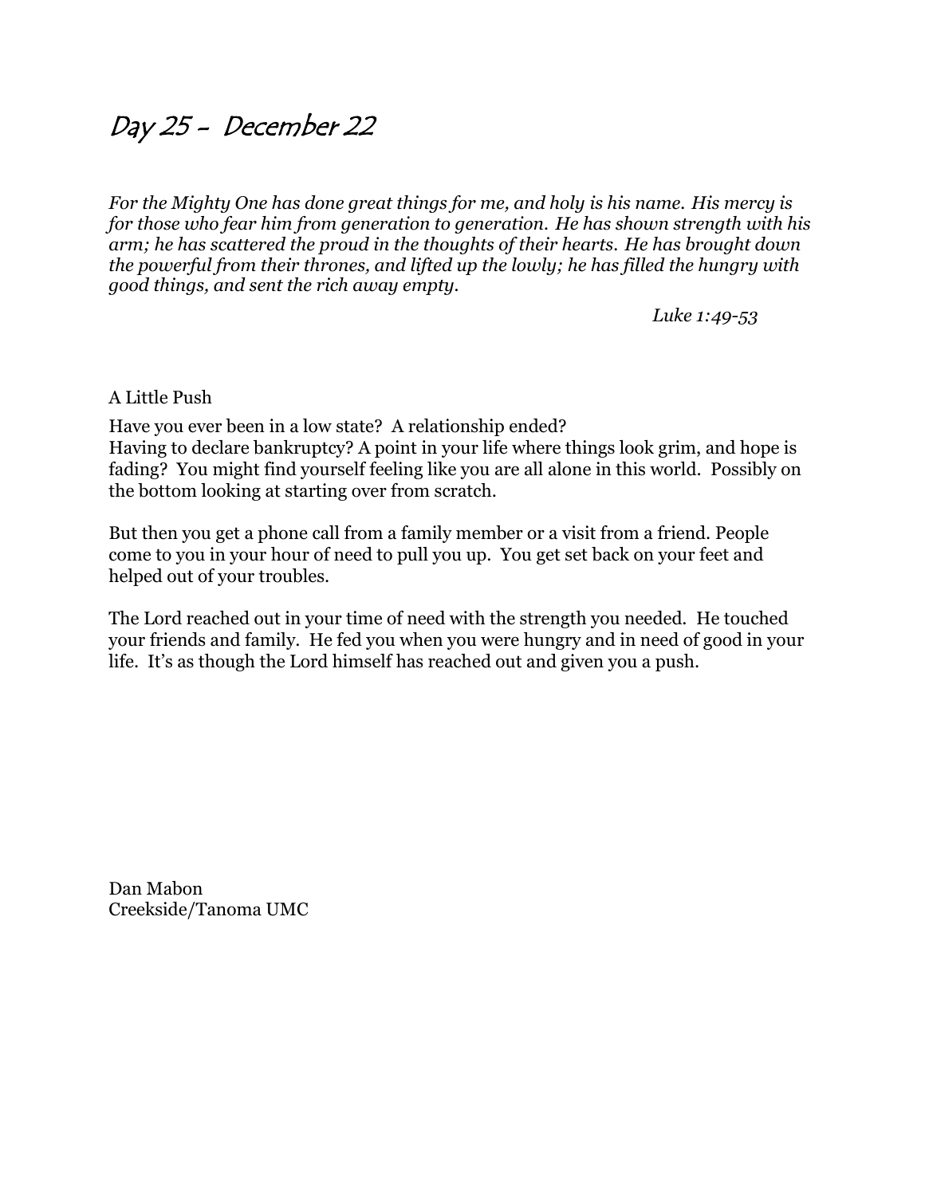# Day 25 - December 22

*For the Mighty One has done great things for me, and holy is his name. His mercy is for those who fear him from generation to generation. He has shown strength with his arm; he has scattered the proud in the thoughts of their hearts. He has brought down the powerful from their thrones, and lifted up the lowly; he has filled the hungry with good things, and sent the rich away empty.*

*Luke 1:49-53*

A Little Push

Have you ever been in a low state? A relationship ended?
Having to declare bankruptcy? A point in your life where things look grim, and hope is fading? You might find yourself feeling like you are all alone in this world. Possibly on the bottom looking at starting over from scratch.

But then you get a phone call from a family member or a visit from a friend. People come to you in your hour of need to pull you up. You get set back on your feet and helped out of your troubles.

The Lord reached out in your time of need with the strength you needed. He touched your friends and family. He fed you when you were hungry and in need of good in your life. It's as though the Lord himself has reached out and given you a push.

Dan Mabon
Creekside/Tanoma UMC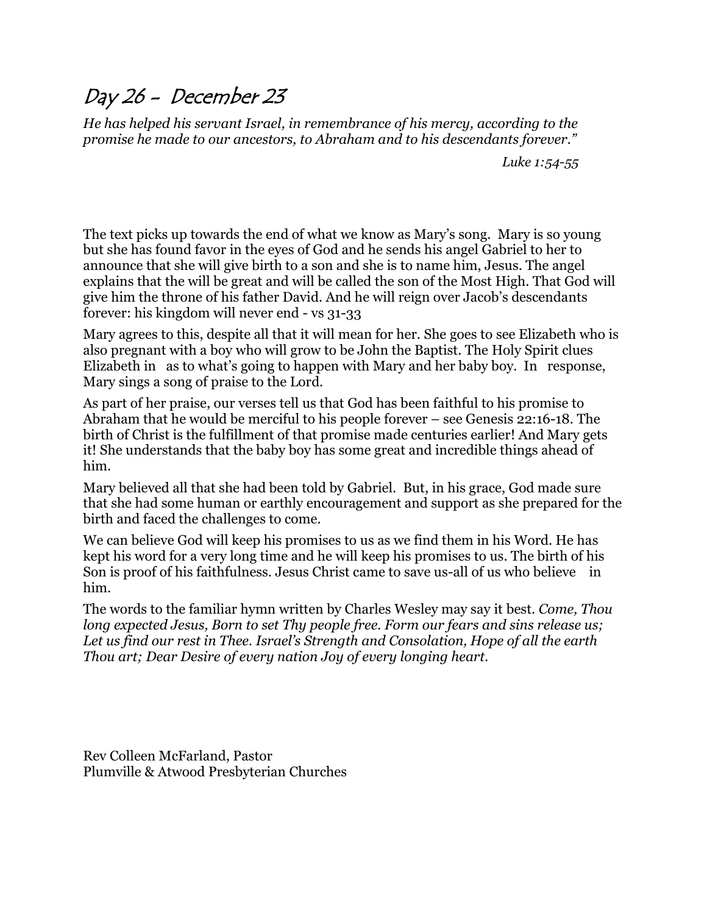# Day 26 - December 23

*He has helped his servant Israel, in remembrance of his mercy, according to the promise he made to our ancestors, to Abraham and to his descendants forever."*

*Luke 1:54-55*

The text picks up towards the end of what we know as Mary's song. Mary is so young but she has found favor in the eyes of God and he sends his angel Gabriel to her to announce that she will give birth to a son and she is to name him, Jesus. The angel explains that the will be great and will be called the son of the Most High. That God will give him the throne of his father David. And he will reign over Jacob's descendants forever: his kingdom will never end - vs 31-33

Mary agrees to this, despite all that it will mean for her. She goes to see Elizabeth who is also pregnant with a boy who will grow to be John the Baptist. The Holy Spirit clues Elizabeth in as to what's going to happen with Mary and her baby boy. In response, Mary sings a song of praise to the Lord.

As part of her praise, our verses tell us that God has been faithful to his promise to Abraham that he would be merciful to his people forever – see Genesis 22:16-18. The birth of Christ is the fulfillment of that promise made centuries earlier! And Mary gets it! She understands that the baby boy has some great and incredible things ahead of him.

Mary believed all that she had been told by Gabriel. But, in his grace, God made sure that she had some human or earthly encouragement and support as she prepared for the birth and faced the challenges to come.

We can believe God will keep his promises to us as we find them in his Word. He has kept his word for a very long time and he will keep his promises to us. The birth of his Son is proof of his faithfulness. Jesus Christ came to save us-all of us who believe in him.

The words to the familiar hymn written by Charles Wesley may say it best. *Come, Thou long expected Jesus, Born to set Thy people free. Form our fears and sins release us; Let us find our rest in Thee. Israel's Strength and Consolation, Hope of all the earth Thou art; Dear Desire of every nation Joy of every longing heart.*

Rev Colleen McFarland, Pastor
Plumville & Atwood Presbyterian Churches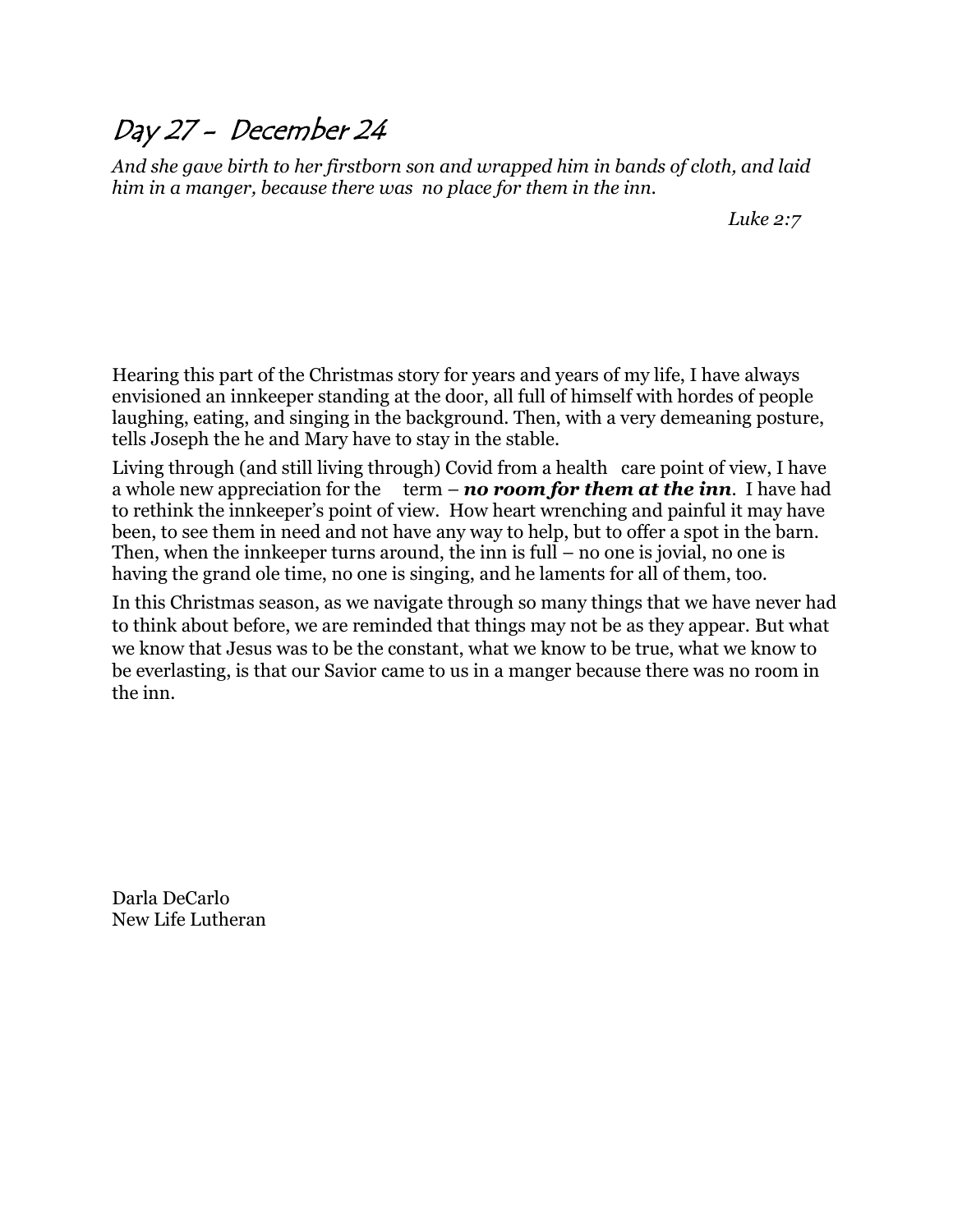# Day 27 - December 24

*And she gave birth to her firstborn son and wrapped him in bands of cloth, and laid him in a manger, because there was no place for them in the inn.*

*Luke 2:7*

Hearing this part of the Christmas story for years and years of my life, I have always envisioned an innkeeper standing at the door, all full of himself with hordes of people laughing, eating, and singing in the background. Then, with a very demeaning posture, tells Joseph the he and Mary have to stay in the stable.

Living through (and still living through) Covid from a health care point of view, I have a whole new appreciation for the term – ***no room for them at the inn***. I have had to rethink the innkeeper's point of view. How heart wrenching and painful it may have been, to see them in need and not have any way to help, but to offer a spot in the barn. Then, when the innkeeper turns around, the inn is full – no one is jovial, no one is having the grand ole time, no one is singing, and he laments for all of them, too.

In this Christmas season, as we navigate through so many things that we have never had to think about before, we are reminded that things may not be as they appear. But what we know that Jesus was to be the constant, what we know to be true, what we know to be everlasting, is that our Savior came to us in a manger because there was no room in the inn.

Darla DeCarlo
New Life Lutheran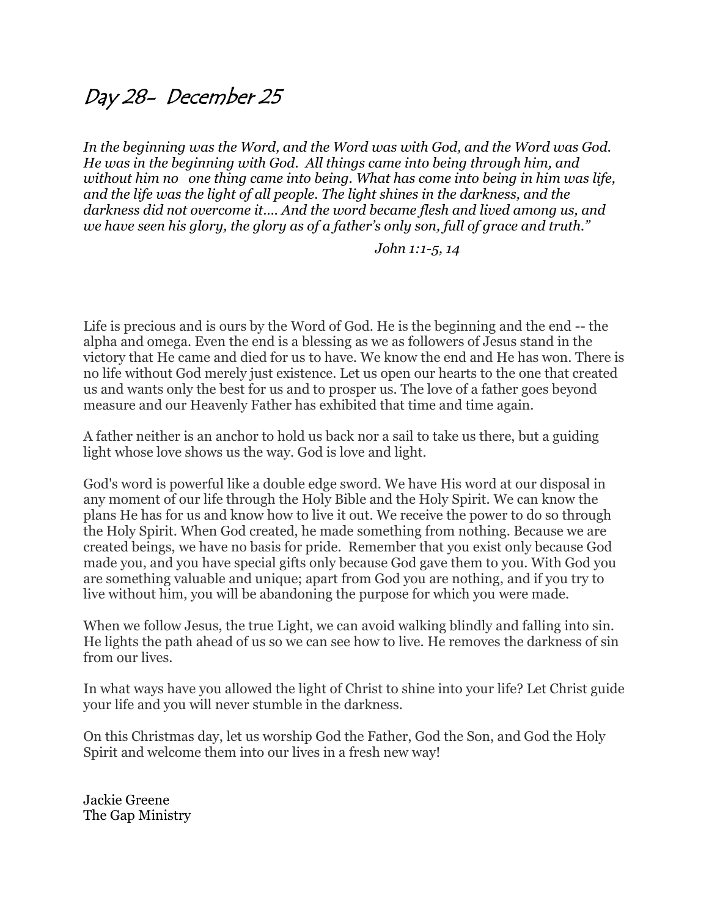# Day 28- December 25

*In the beginning was the Word, and the Word was with God, and the Word was God. He was in the beginning with God. All things came into being through him, and without him no one thing came into being. What has come into being in him was life, and the life was the light of all people. The light shines in the darkness, and the darkness did not overcome it.... And the word became flesh and lived among us, and we have seen his glory, the glory as of a father's only son, full of grace and truth."*

*John 1:1-5, 14*

Life is precious and is ours by the Word of God. He is the beginning and the end -- the alpha and omega. Even the end is a blessing as we as followers of Jesus stand in the victory that He came and died for us to have. We know the end and He has won. There is no life without God merely just existence. Let us open our hearts to the one that created us and wants only the best for us and to prosper us. The love of a father goes beyond measure and our Heavenly Father has exhibited that time and time again.

A father neither is an anchor to hold us back nor a sail to take us there, but a guiding light whose love shows us the way. God is love and light.

God's word is powerful like a double edge sword. We have His word at our disposal in any moment of our life through the Holy Bible and the Holy Spirit. We can know the plans He has for us and know how to live it out. We receive the power to do so through the Holy Spirit. When God created, he made something from nothing. Because we are created beings, we have no basis for pride. Remember that you exist only because God made you, and you have special gifts only because God gave them to you. With God you are something valuable and unique; apart from God you are nothing, and if you try to live without him, you will be abandoning the purpose for which you were made.

When we follow Jesus, the true Light, we can avoid walking blindly and falling into sin. He lights the path ahead of us so we can see how to live. He removes the darkness of sin from our lives.

In what ways have you allowed the light of Christ to shine into your life? Let Christ guide your life and you will never stumble in the darkness.

On this Christmas day, let us worship God the Father, God the Son, and God the Holy Spirit and welcome them into our lives in a fresh new way!

Jackie Greene
The Gap Ministry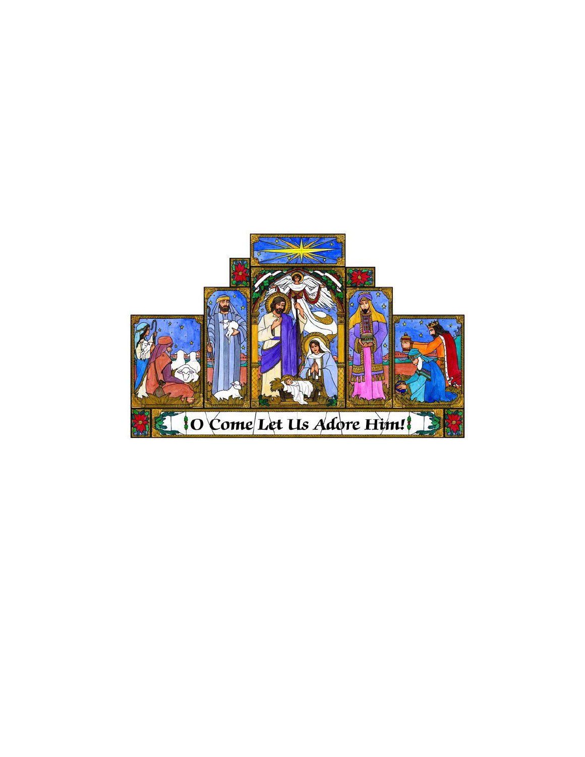O Come Let Us Adore Him!